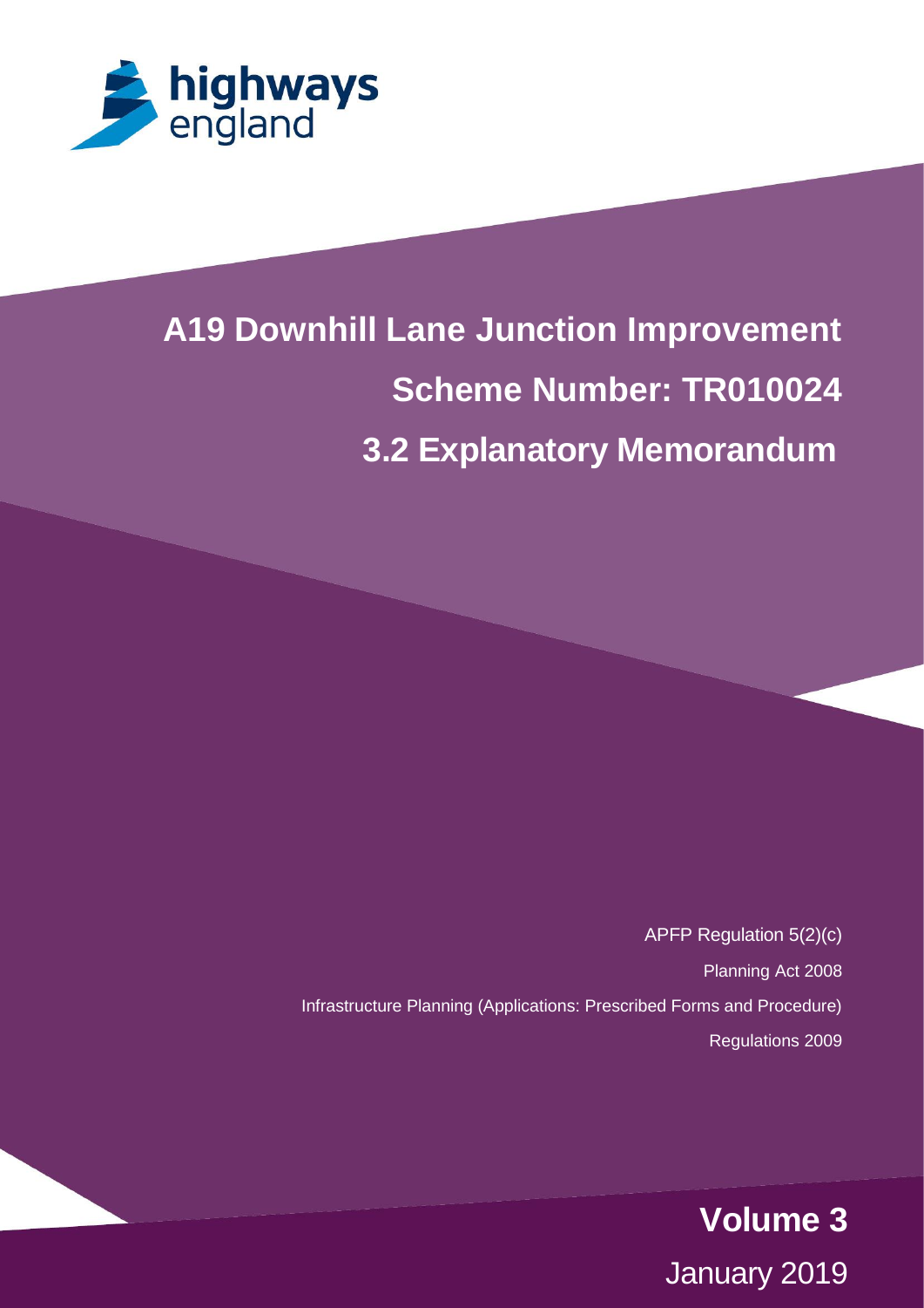highways england

# A19 Downhill Lane Junction Improvement

## Scheme Number: TR010024

## 3.2 Explanatory Memorandum

APFP Regulation 5(2)(c)

Planning Act 2008

Infrastructure Planning (Applications: Prescribed Forms and Procedure) Regulations 2009

**Volume 3**

January 2019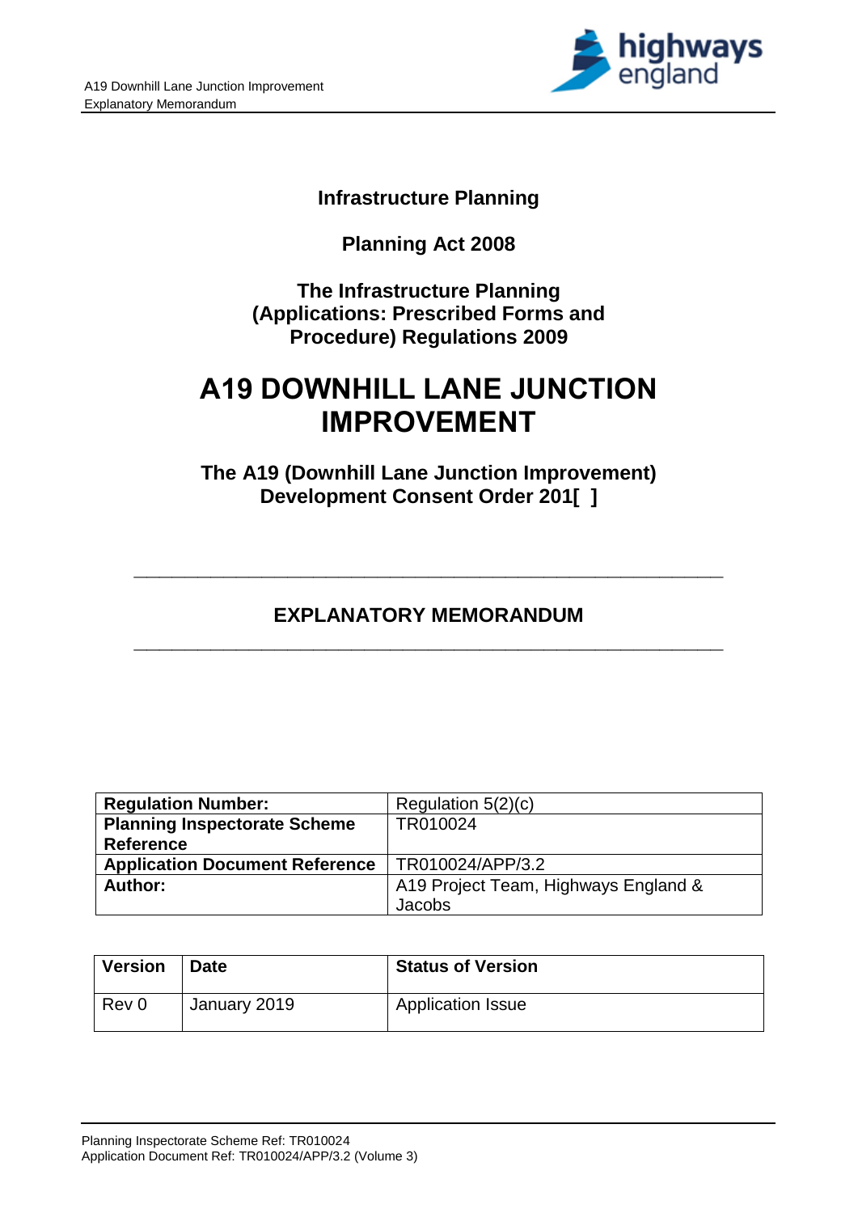# Infrastructure Planning

## Planning Act 2008

## The Infrastructure Planning (Applications: Prescribed Forms and Procedure) Regulations 2009

# A19 DOWNHILL LANE JUNCTION IMPROVEMENT

## The A19 (Downhill Lane Junction Improvement) Development Consent Order 201[ ]

---

## EXPLANATORY MEMORANDUM

---

| **Regulation Number:** | Regulation 5(2)(c) |
|---|---|
| **Planning Inspectorate Scheme Reference** | TR010024 |
| **Application Document Reference** | TR010024/APP/3.2 |
| **Author:** | A19 Project Team, Highways England & Jacobs |

| **Version** | **Date** | **Status of Version** |
|---|---|---|
| Rev 0 | January 2019 | Application Issue |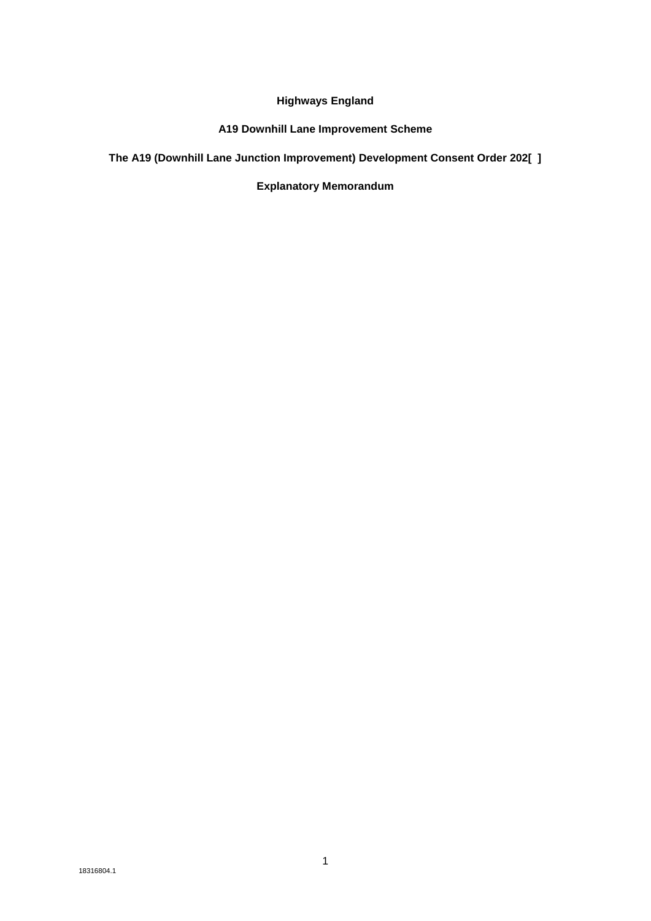**Highways England**

**A19 Downhill Lane Improvement Scheme**

**The A19 (Downhill Lane Junction Improvement) Development Consent Order 202[ ]**

**Explanatory Memorandum**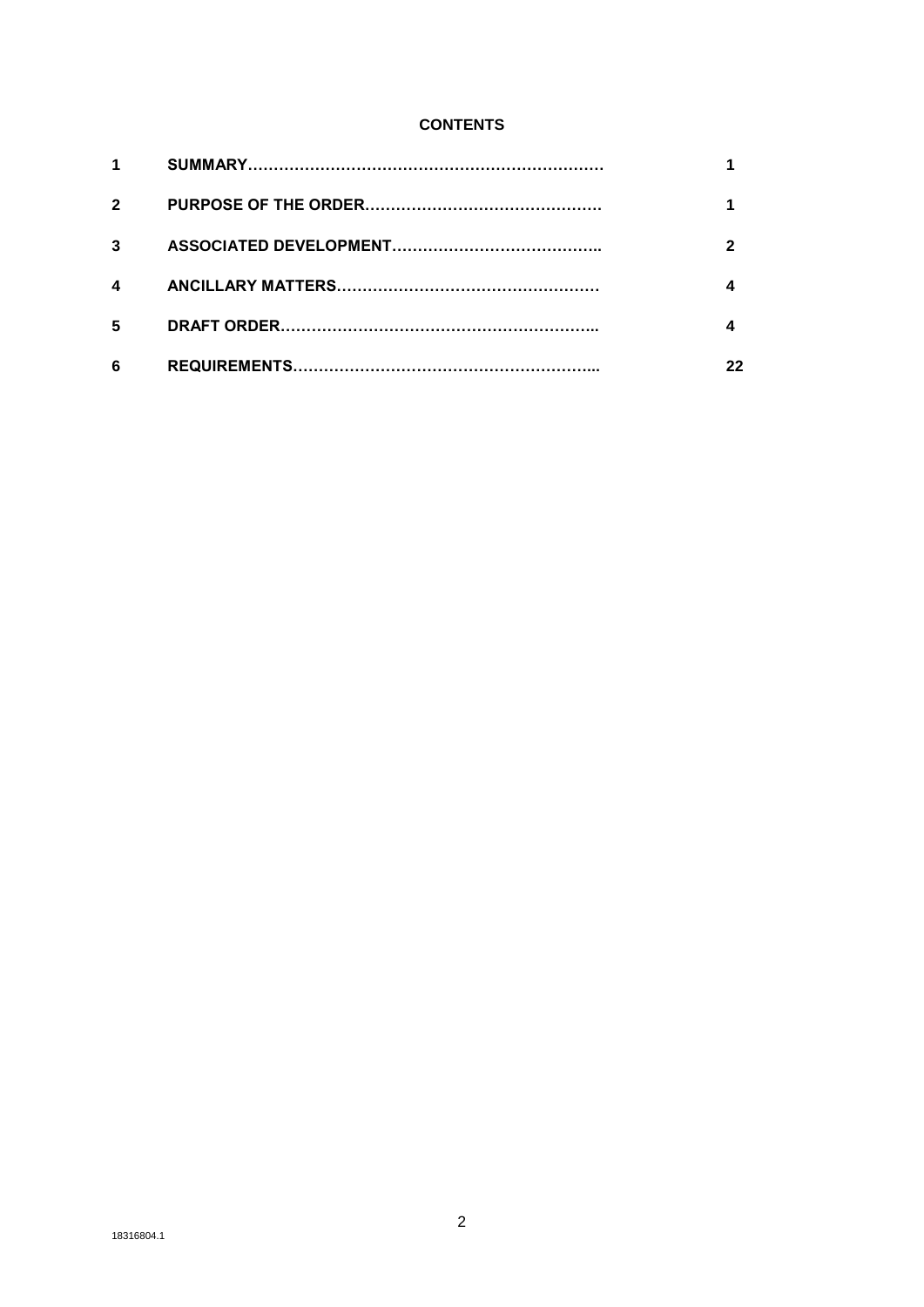**CONTENTS**

| | | |
|---|---|---|
| **1** | **SUMMARY……………………………………………………………** | **1** |
| **2** | **PURPOSE OF THE ORDER………………………………………** | **1** |
| **3** | **ASSOCIATED DEVELOPMENT…………………………………..** | **2** |
| **4** | **ANCILLARY MATTERS……………………………………………** | **4** |
| **5** | **DRAFT ORDER…………………………………………………..** | **4** |
| **6** | **REQUIREMENTS…………………………………………………...** | **22** |

18316804.1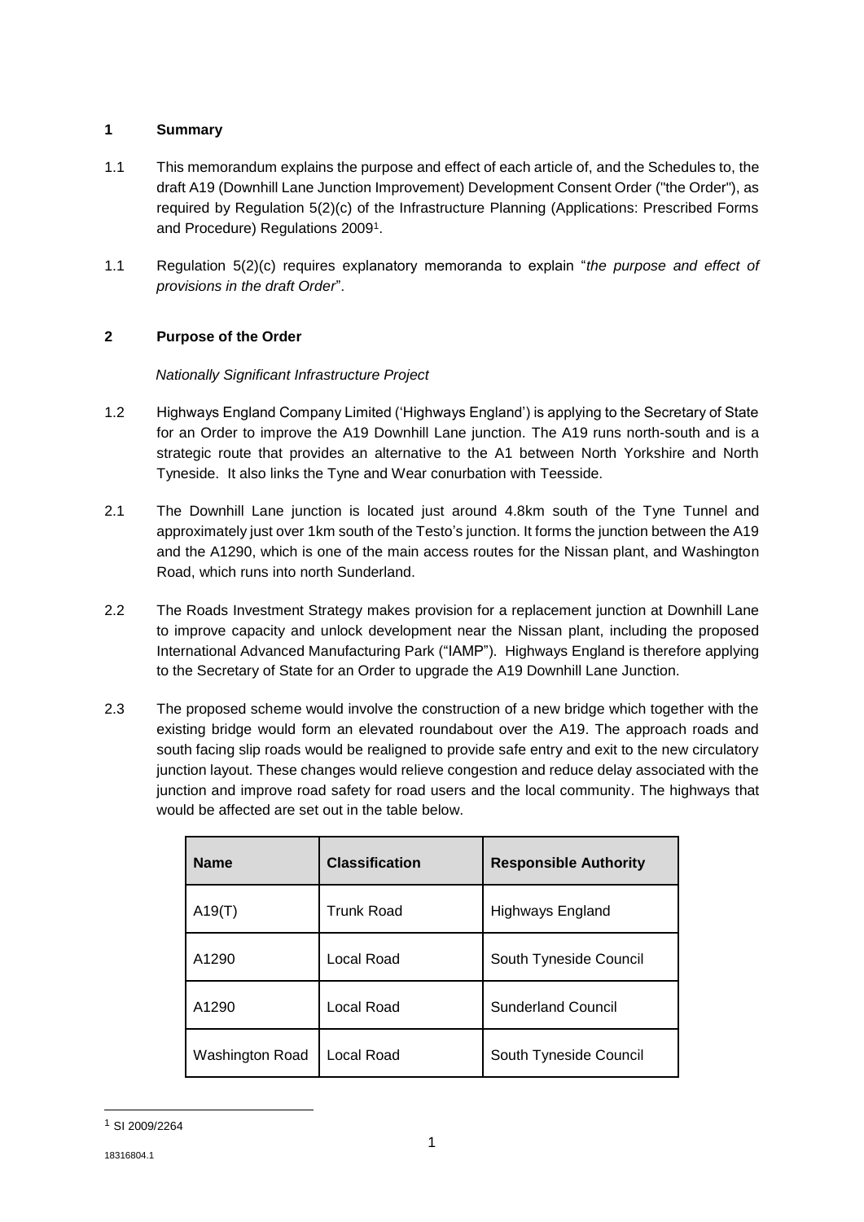## 1 Summary

1.1 This memorandum explains the purpose and effect of each article of, and the Schedules to, the draft A19 (Downhill Lane Junction Improvement) Development Consent Order ("the Order"), as required by Regulation 5(2)(c) of the Infrastructure Planning (Applications: Prescribed Forms and Procedure) Regulations 2009[1].

1.1 Regulation 5(2)(c) requires explanatory memoranda to explain "*the purpose and effect of provisions in the draft Order*".

## 2 Purpose of the Order

*Nationally Significant Infrastructure Project*

1.2 Highways England Company Limited ('Highways England') is applying to the Secretary of State for an Order to improve the A19 Downhill Lane junction. The A19 runs north-south and is a strategic route that provides an alternative to the A1 between North Yorkshire and North Tyneside. It also links the Tyne and Wear conurbation with Teesside.

2.1 The Downhill Lane junction is located just around 4.8km south of the Tyne Tunnel and approximately just over 1km south of the Testo's junction. It forms the junction between the A19 and the A1290, which is one of the main access routes for the Nissan plant, and Washington Road, which runs into north Sunderland.

2.2 The Roads Investment Strategy makes provision for a replacement junction at Downhill Lane to improve capacity and unlock development near the Nissan plant, including the proposed International Advanced Manufacturing Park ("IAMP"). Highways England is therefore applying to the Secretary of State for an Order to upgrade the A19 Downhill Lane Junction.

2.3 The proposed scheme would involve the construction of a new bridge which together with the existing bridge would form an elevated roundabout over the A19. The approach roads and south facing slip roads would be realigned to provide safe entry and exit to the new circulatory junction layout. These changes would relieve congestion and reduce delay associated with the junction and improve road safety for road users and the local community. The highways that would be affected are set out in the table below.

| Name | Classification | Responsible Authority |
| --- | --- | --- |
| A19(T) | Trunk Road | Highways England |
| A1290 | Local Road | South Tyneside Council |
| A1290 | Local Road | Sunderland Council |
| Washington Road | Local Road | South Tyneside Council |

[1] SI 2009/2264

18316804.1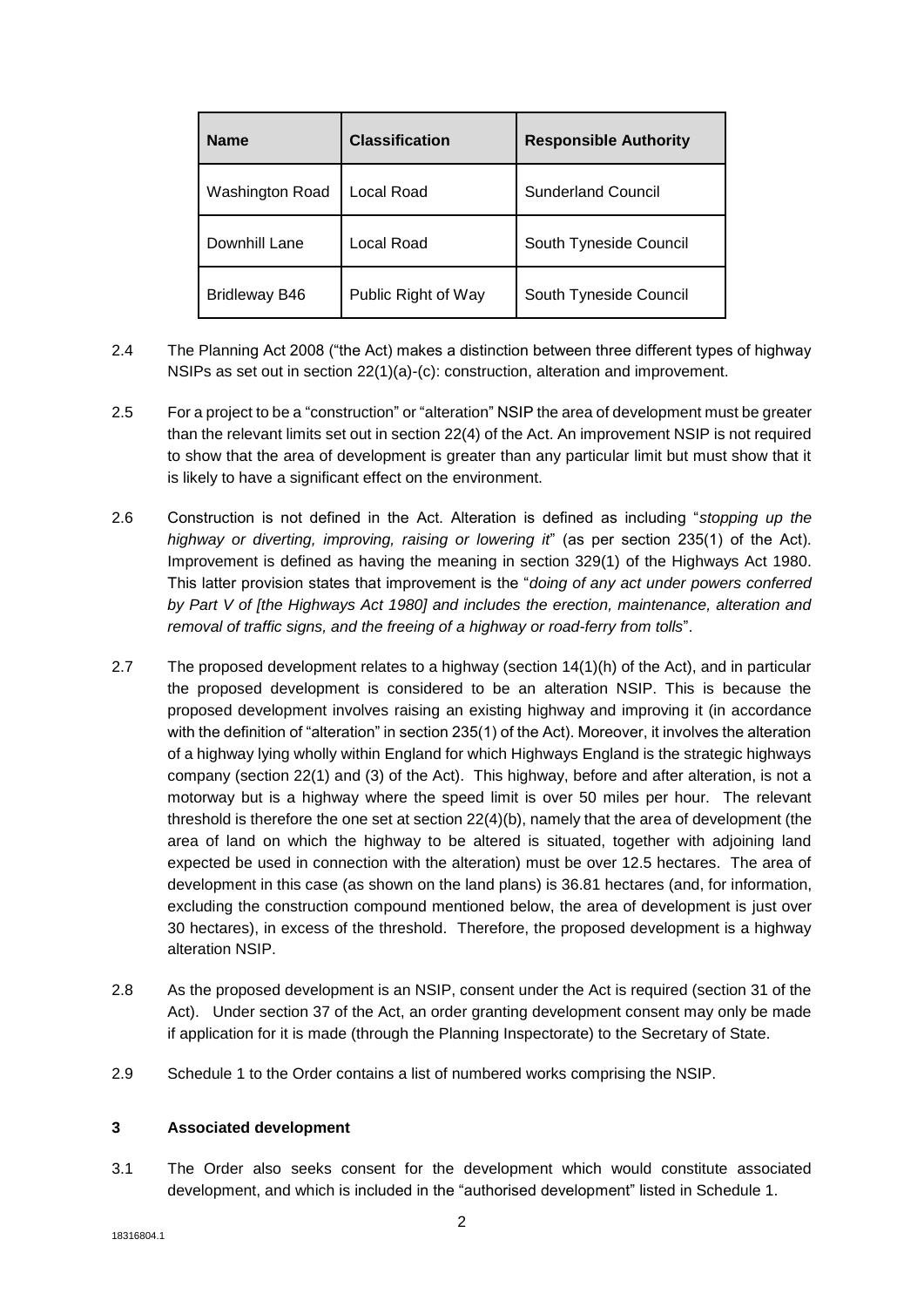| Name | Classification | Responsible Authority |
| --- | --- | --- |
| Washington Road | Local Road | Sunderland Council |
| Downhill Lane | Local Road | South Tyneside Council |
| Bridleway B46 | Public Right of Way | South Tyneside Council |

2.4 The Planning Act 2008 ("the Act) makes a distinction between three different types of highway NSIPs as set out in section 22(1)(a)-(c): construction, alteration and improvement.

2.5 For a project to be a "construction" or "alteration" NSIP the area of development must be greater than the relevant limits set out in section 22(4) of the Act. An improvement NSIP is not required to show that the area of development is greater than any particular limit but must show that it is likely to have a significant effect on the environment.

2.6 Construction is not defined in the Act. Alteration is defined as including "*stopping up the highway or diverting, improving, raising or lowering it*" (as per section 235(1) of the Act). Improvement is defined as having the meaning in section 329(1) of the Highways Act 1980. This latter provision states that improvement is the "*doing of any act under powers conferred by Part V of [the Highways Act 1980] and includes the erection, maintenance, alteration and removal of traffic signs, and the freeing of a highway or road-ferry from tolls*".

2.7 The proposed development relates to a highway (section 14(1)(h) of the Act), and in particular the proposed development is considered to be an alteration NSIP. This is because the proposed development involves raising an existing highway and improving it (in accordance with the definition of "alteration" in section 235(1) of the Act). Moreover, it involves the alteration of a highway lying wholly within England for which Highways England is the strategic highways company (section 22(1) and (3) of the Act). This highway, before and after alteration, is not a motorway but is a highway where the speed limit is over 50 miles per hour. The relevant threshold is therefore the one set at section 22(4)(b), namely that the area of development (the area of land on which the highway to be altered is situated, together with adjoining land expected be used in connection with the alteration) must be over 12.5 hectares. The area of development in this case (as shown on the land plans) is 36.81 hectares (and, for information, excluding the construction compound mentioned below, the area of development is just over 30 hectares), in excess of the threshold. Therefore, the proposed development is a highway alteration NSIP.

2.8 As the proposed development is an NSIP, consent under the Act is required (section 31 of the Act). Under section 37 of the Act, an order granting development consent may only be made if application for it is made (through the Planning Inspectorate) to the Secretary of State.

2.9 Schedule 1 to the Order contains a list of numbered works comprising the NSIP.

## 3 Associated development

3.1 The Order also seeks consent for the development which would constitute associated development, and which is included in the "authorised development" listed in Schedule 1.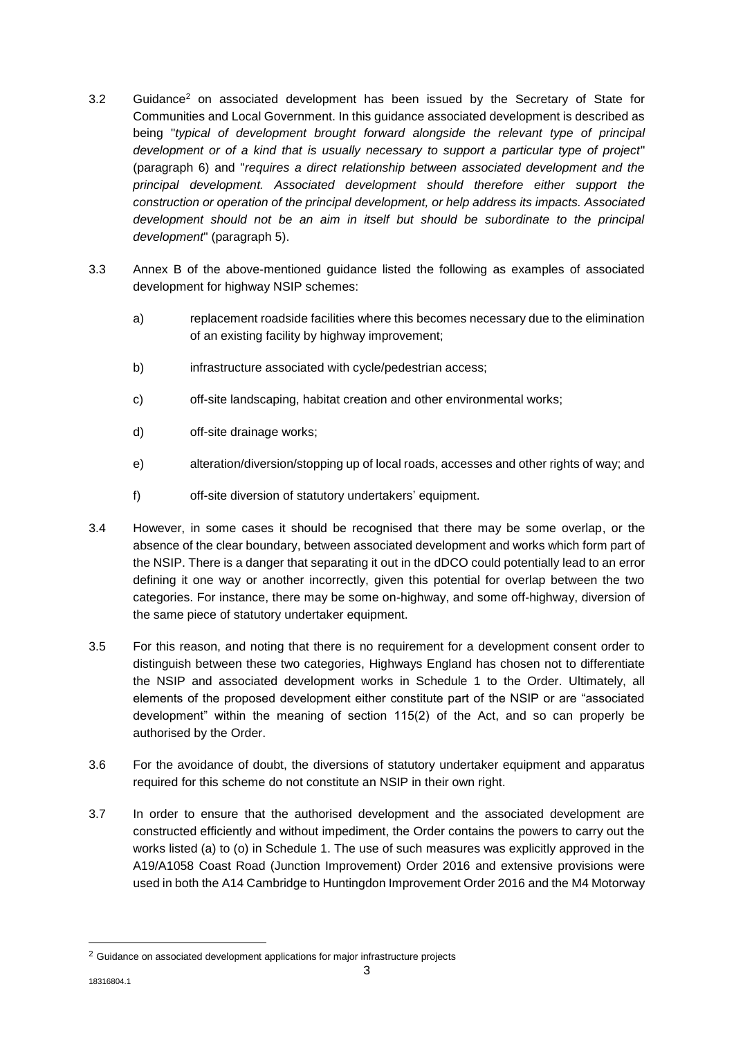3.2 Guidance[2] on associated development has been issued by the Secretary of State for Communities and Local Government. In this guidance associated development is described as being "*typical of development brought forward alongside the relevant type of principal development or of a kind that is usually necessary to support a particular type of project*" (paragraph 6) and "*requires a direct relationship between associated development and the principal development. Associated development should therefore either support the construction or operation of the principal development, or help address its impacts. Associated development should not be an aim in itself but should be subordinate to the principal development*" (paragraph 5).

3.3 Annex B of the above-mentioned guidance listed the following as examples of associated development for highway NSIP schemes:

a) replacement roadside facilities where this becomes necessary due to the elimination of an existing facility by highway improvement;

b) infrastructure associated with cycle/pedestrian access;

c) off-site landscaping, habitat creation and other environmental works;

d) off-site drainage works;

e) alteration/diversion/stopping up of local roads, accesses and other rights of way; and

f) off-site diversion of statutory undertakers' equipment.

3.4 However, in some cases it should be recognised that there may be some overlap, or the absence of the clear boundary, between associated development and works which form part of the NSIP. There is a danger that separating it out in the dDCO could potentially lead to an error defining it one way or another incorrectly, given this potential for overlap between the two categories. For instance, there may be some on-highway, and some off-highway, diversion of the same piece of statutory undertaker equipment.

3.5 For this reason, and noting that there is no requirement for a development consent order to distinguish between these two categories, Highways England has chosen not to differentiate the NSIP and associated development works in Schedule 1 to the Order. Ultimately, all elements of the proposed development either constitute part of the NSIP or are "associated development" within the meaning of section 115(2) of the Act, and so can properly be authorised by the Order.

3.6 For the avoidance of doubt, the diversions of statutory undertaker equipment and apparatus required for this scheme do not constitute an NSIP in their own right.

3.7 In order to ensure that the authorised development and the associated development are constructed efficiently and without impediment, the Order contains the powers to carry out the works listed (a) to (o) in Schedule 1. The use of such measures was explicitly approved in the A19/A1058 Coast Road (Junction Improvement) Order 2016 and extensive provisions were used in both the A14 Cambridge to Huntingdon Improvement Order 2016 and the M4 Motorway

[2] Guidance on associated development applications for major infrastructure projects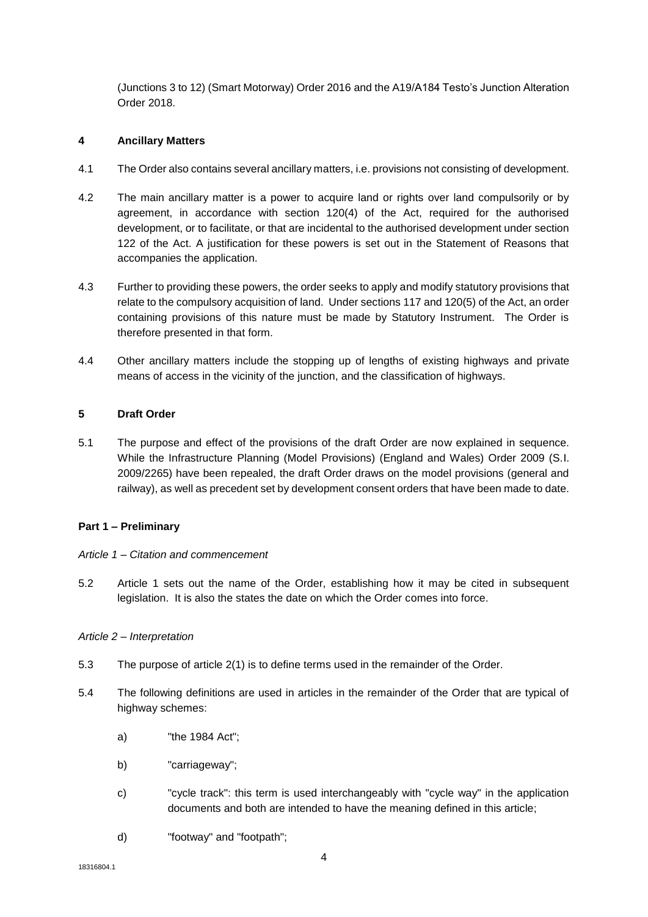(Junctions 3 to 12) (Smart Motorway) Order 2016 and the A19/A184 Testo's Junction Alteration Order 2018.

## 4 Ancillary Matters

4.1 The Order also contains several ancillary matters, i.e. provisions not consisting of development.

4.2 The main ancillary matter is a power to acquire land or rights over land compulsorily or by agreement, in accordance with section 120(4) of the Act, required for the authorised development, or to facilitate, or that are incidental to the authorised development under section 122 of the Act. A justification for these powers is set out in the Statement of Reasons that accompanies the application.

4.3 Further to providing these powers, the order seeks to apply and modify statutory provisions that relate to the compulsory acquisition of land. Under sections 117 and 120(5) of the Act, an order containing provisions of this nature must be made by Statutory Instrument. The Order is therefore presented in that form.

4.4 Other ancillary matters include the stopping up of lengths of existing highways and private means of access in the vicinity of the junction, and the classification of highways.

## 5 Draft Order

5.1 The purpose and effect of the provisions of the draft Order are now explained in sequence. While the Infrastructure Planning (Model Provisions) (England and Wales) Order 2009 (S.I. 2009/2265) have been repealed, the draft Order draws on the model provisions (general and railway), as well as precedent set by development consent orders that have been made to date.

### Part 1 – Preliminary

*Article 1 – Citation and commencement*

5.2 Article 1 sets out the name of the Order, establishing how it may be cited in subsequent legislation. It is also the states the date on which the Order comes into force.

*Article 2 – Interpretation*

5.3 The purpose of article 2(1) is to define terms used in the remainder of the Order.

5.4 The following definitions are used in articles in the remainder of the Order that are typical of highway schemes:

a) "the 1984 Act";

b) "carriageway";

c) "cycle track": this term is used interchangeably with "cycle way" in the application documents and both are intended to have the meaning defined in this article;

d) "footway" and "footpath";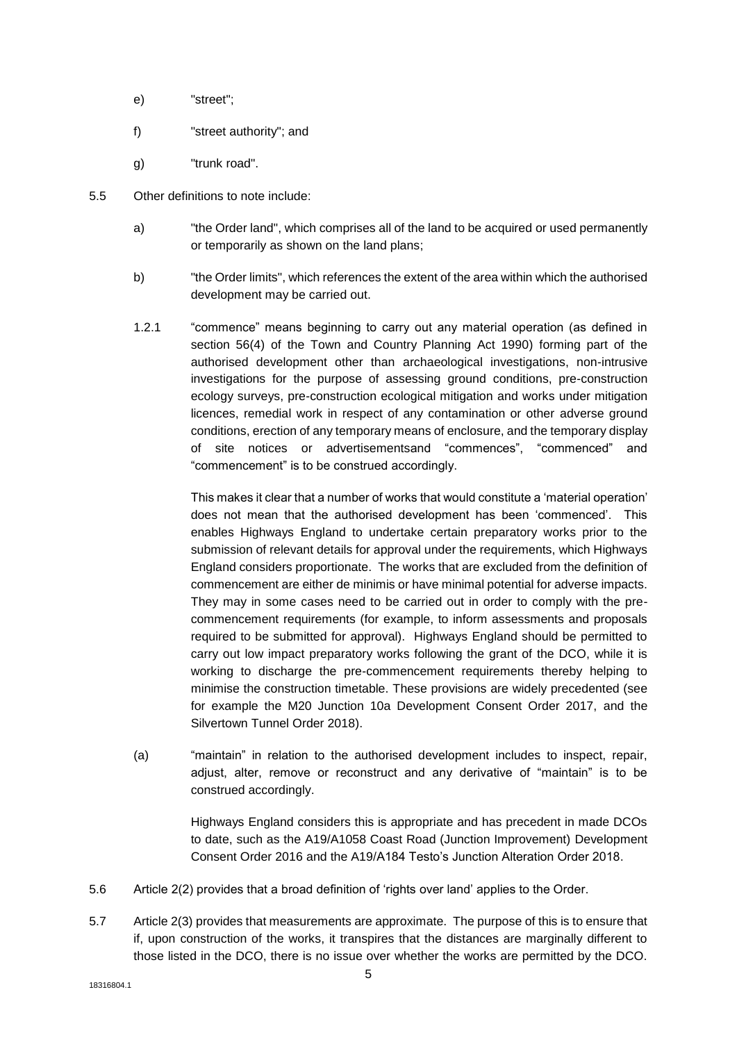e) "street";

f) "street authority"; and

g) "trunk road".

5.5 Other definitions to note include:

a) "the Order land", which comprises all of the land to be acquired or used permanently or temporarily as shown on the land plans;

b) "the Order limits", which references the extent of the area within which the authorised development may be carried out.

1.2.1 "commence" means beginning to carry out any material operation (as defined in section 56(4) of the Town and Country Planning Act 1990) forming part of the authorised development other than archaeological investigations, non-intrusive investigations for the purpose of assessing ground conditions, pre-construction ecology surveys, pre-construction ecological mitigation and works under mitigation licences, remedial work in respect of any contamination or other adverse ground conditions, erection of any temporary means of enclosure, and the temporary display of site notices or advertisementsand "commences", "commenced" and "commencement" is to be construed accordingly.

This makes it clear that a number of works that would constitute a 'material operation' does not mean that the authorised development has been 'commenced'. This enables Highways England to undertake certain preparatory works prior to the submission of relevant details for approval under the requirements, which Highways England considers proportionate. The works that are excluded from the definition of commencement are either de minimis or have minimal potential for adverse impacts. They may in some cases need to be carried out in order to comply with the pre-commencement requirements (for example, to inform assessments and proposals required to be submitted for approval). Highways England should be permitted to carry out low impact preparatory works following the grant of the DCO, while it is working to discharge the pre-commencement requirements thereby helping to minimise the construction timetable. These provisions are widely precedented (see for example the M20 Junction 10a Development Consent Order 2017, and the Silvertown Tunnel Order 2018).

(a) "maintain" in relation to the authorised development includes to inspect, repair, adjust, alter, remove or reconstruct and any derivative of "maintain" is to be construed accordingly.

Highways England considers this is appropriate and has precedent in made DCOs to date, such as the A19/A1058 Coast Road (Junction Improvement) Development Consent Order 2016 and the A19/A184 Testo's Junction Alteration Order 2018.

5.6 Article 2(2) provides that a broad definition of 'rights over land' applies to the Order.

5.7 Article 2(3) provides that measurements are approximate. The purpose of this is to ensure that if, upon construction of the works, it transpires that the distances are marginally different to those listed in the DCO, there is no issue over whether the works are permitted by the DCO.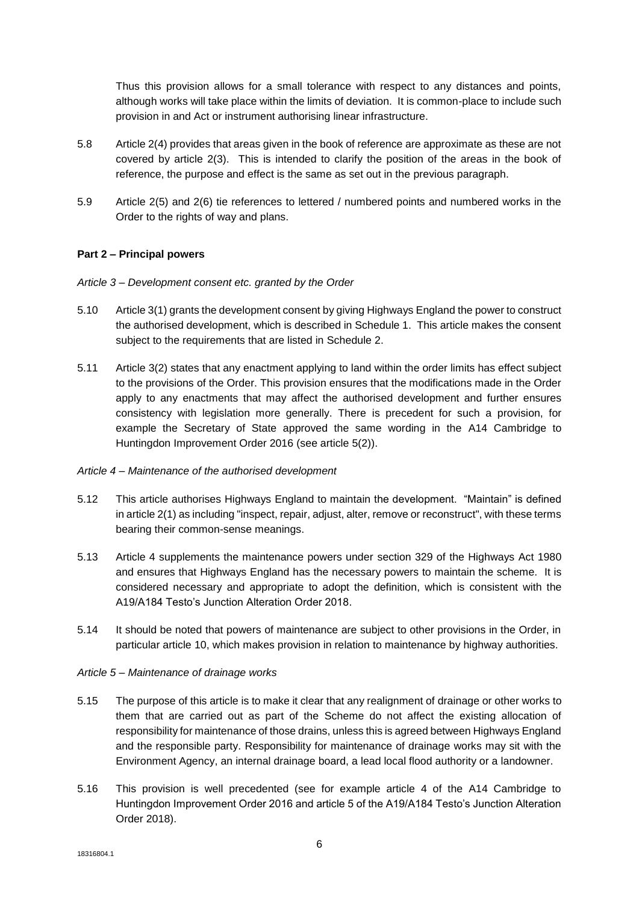Thus this provision allows for a small tolerance with respect to any distances and points, although works will take place within the limits of deviation. It is common-place to include such provision in and Act or instrument authorising linear infrastructure.

5.8 Article 2(4) provides that areas given in the book of reference are approximate as these are not covered by article 2(3). This is intended to clarify the position of the areas in the book of reference, the purpose and effect is the same as set out in the previous paragraph.

5.9 Article 2(5) and 2(6) tie references to lettered / numbered points and numbered works in the Order to the rights of way and plans.

**Part 2 – Principal powers**

*Article 3 – Development consent etc. granted by the Order*

5.10 Article 3(1) grants the development consent by giving Highways England the power to construct the authorised development, which is described in Schedule 1. This article makes the consent subject to the requirements that are listed in Schedule 2.

5.11 Article 3(2) states that any enactment applying to land within the order limits has effect subject to the provisions of the Order. This provision ensures that the modifications made in the Order apply to any enactments that may affect the authorised development and further ensures consistency with legislation more generally. There is precedent for such a provision, for example the Secretary of State approved the same wording in the A14 Cambridge to Huntingdon Improvement Order 2016 (see article 5(2)).

*Article 4 – Maintenance of the authorised development*

5.12 This article authorises Highways England to maintain the development. "Maintain" is defined in article 2(1) as including "inspect, repair, adjust, alter, remove or reconstruct", with these terms bearing their common-sense meanings.

5.13 Article 4 supplements the maintenance powers under section 329 of the Highways Act 1980 and ensures that Highways England has the necessary powers to maintain the scheme. It is considered necessary and appropriate to adopt the definition, which is consistent with the A19/A184 Testo's Junction Alteration Order 2018.

5.14 It should be noted that powers of maintenance are subject to other provisions in the Order, in particular article 10, which makes provision in relation to maintenance by highway authorities.

*Article 5 – Maintenance of drainage works*

5.15 The purpose of this article is to make it clear that any realignment of drainage or other works to them that are carried out as part of the Scheme do not affect the existing allocation of responsibility for maintenance of those drains, unless this is agreed between Highways England and the responsible party. Responsibility for maintenance of drainage works may sit with the Environment Agency, an internal drainage board, a lead local flood authority or a landowner.

5.16 This provision is well precedented (see for example article 4 of the A14 Cambridge to Huntingdon Improvement Order 2016 and article 5 of the A19/A184 Testo's Junction Alteration Order 2018).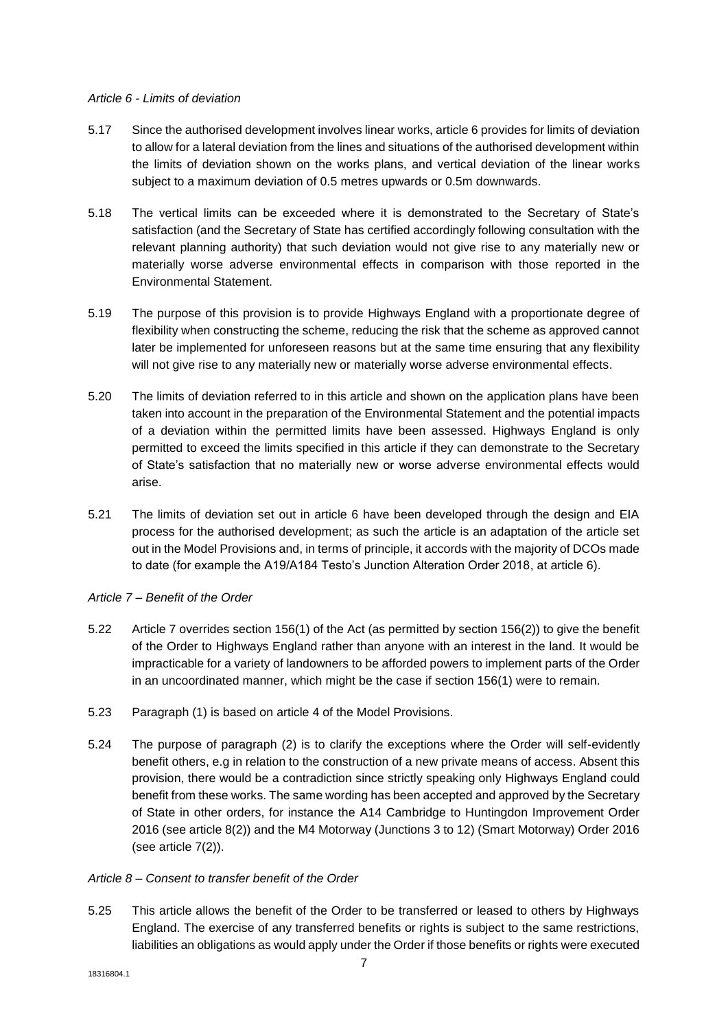*Article 6 - Limits of deviation*

5.17 Since the authorised development involves linear works, article 6 provides for limits of deviation to allow for a lateral deviation from the lines and situations of the authorised development within the limits of deviation shown on the works plans, and vertical deviation of the linear works subject to a maximum deviation of 0.5 metres upwards or 0.5m downwards.

5.18 The vertical limits can be exceeded where it is demonstrated to the Secretary of State's satisfaction (and the Secretary of State has certified accordingly following consultation with the relevant planning authority) that such deviation would not give rise to any materially new or materially worse adverse environmental effects in comparison with those reported in the Environmental Statement.

5.19 The purpose of this provision is to provide Highways England with a proportionate degree of flexibility when constructing the scheme, reducing the risk that the scheme as approved cannot later be implemented for unforeseen reasons but at the same time ensuring that any flexibility will not give rise to any materially new or materially worse adverse environmental effects.

5.20 The limits of deviation referred to in this article and shown on the application plans have been taken into account in the preparation of the Environmental Statement and the potential impacts of a deviation within the permitted limits have been assessed. Highways England is only permitted to exceed the limits specified in this article if they can demonstrate to the Secretary of State's satisfaction that no materially new or worse adverse environmental effects would arise.

5.21 The limits of deviation set out in article 6 have been developed through the design and EIA process for the authorised development; as such the article is an adaptation of the article set out in the Model Provisions and, in terms of principle, it accords with the majority of DCOs made to date (for example the A19/A184 Testo's Junction Alteration Order 2018, at article 6).

*Article 7 – Benefit of the Order*

5.22 Article 7 overrides section 156(1) of the Act (as permitted by section 156(2)) to give the benefit of the Order to Highways England rather than anyone with an interest in the land. It would be impracticable for a variety of landowners to be afforded powers to implement parts of the Order in an uncoordinated manner, which might be the case if section 156(1) were to remain.

5.23 Paragraph (1) is based on article 4 of the Model Provisions.

5.24 The purpose of paragraph (2) is to clarify the exceptions where the Order will self-evidently benefit others, e.g in relation to the construction of a new private means of access. Absent this provision, there would be a contradiction since strictly speaking only Highways England could benefit from these works. The same wording has been accepted and approved by the Secretary of State in other orders, for instance the A14 Cambridge to Huntingdon Improvement Order 2016 (see article 8(2)) and the M4 Motorway (Junctions 3 to 12) (Smart Motorway) Order 2016 (see article 7(2)).

*Article 8 – Consent to transfer benefit of the Order*

5.25 This article allows the benefit of the Order to be transferred or leased to others by Highways England. The exercise of any transferred benefits or rights is subject to the same restrictions, liabilities an obligations as would apply under the Order if those benefits or rights were executed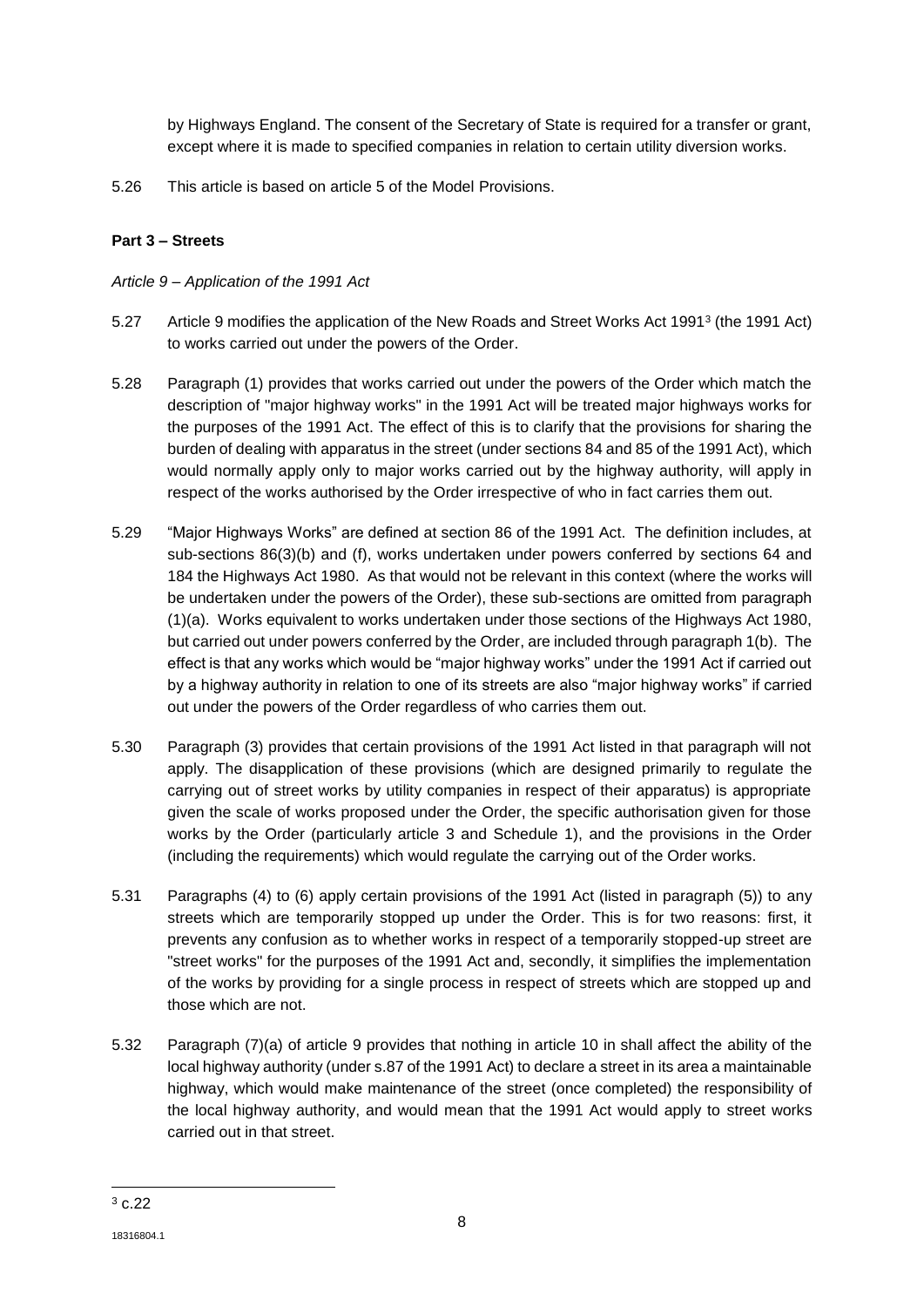by Highways England. The consent of the Secretary of State is required for a transfer or grant, except where it is made to specified companies in relation to certain utility diversion works.

5.26 This article is based on article 5 of the Model Provisions.

**Part 3 – Streets**

*Article 9 – Application of the 1991 Act*

5.27 Article 9 modifies the application of the New Roads and Street Works Act 1991[3] (the 1991 Act) to works carried out under the powers of the Order.

5.28 Paragraph (1) provides that works carried out under the powers of the Order which match the description of "major highway works" in the 1991 Act will be treated major highways works for the purposes of the 1991 Act. The effect of this is to clarify that the provisions for sharing the burden of dealing with apparatus in the street (under sections 84 and 85 of the 1991 Act), which would normally apply only to major works carried out by the highway authority, will apply in respect of the works authorised by the Order irrespective of who in fact carries them out.

5.29 "Major Highways Works" are defined at section 86 of the 1991 Act. The definition includes, at sub-sections 86(3)(b) and (f), works undertaken under powers conferred by sections 64 and 184 the Highways Act 1980. As that would not be relevant in this context (where the works will be undertaken under the powers of the Order), these sub-sections are omitted from paragraph (1)(a). Works equivalent to works undertaken under those sections of the Highways Act 1980, but carried out under powers conferred by the Order, are included through paragraph 1(b). The effect is that any works which would be "major highway works" under the 1991 Act if carried out by a highway authority in relation to one of its streets are also "major highway works" if carried out under the powers of the Order regardless of who carries them out.

5.30 Paragraph (3) provides that certain provisions of the 1991 Act listed in that paragraph will not apply. The disapplication of these provisions (which are designed primarily to regulate the carrying out of street works by utility companies in respect of their apparatus) is appropriate given the scale of works proposed under the Order, the specific authorisation given for those works by the Order (particularly article 3 and Schedule 1), and the provisions in the Order (including the requirements) which would regulate the carrying out of the Order works.

5.31 Paragraphs (4) to (6) apply certain provisions of the 1991 Act (listed in paragraph (5)) to any streets which are temporarily stopped up under the Order. This is for two reasons: first, it prevents any confusion as to whether works in respect of a temporarily stopped-up street are "street works" for the purposes of the 1991 Act and, secondly, it simplifies the implementation of the works by providing for a single process in respect of streets which are stopped up and those which are not.

5.32 Paragraph (7)(a) of article 9 provides that nothing in article 10 in shall affect the ability of the local highway authority (under s.87 of the 1991 Act) to declare a street in its area a maintainable highway, which would make maintenance of the street (once completed) the responsibility of the local highway authority, and would mean that the 1991 Act would apply to street works carried out in that street.

---

[3] c.22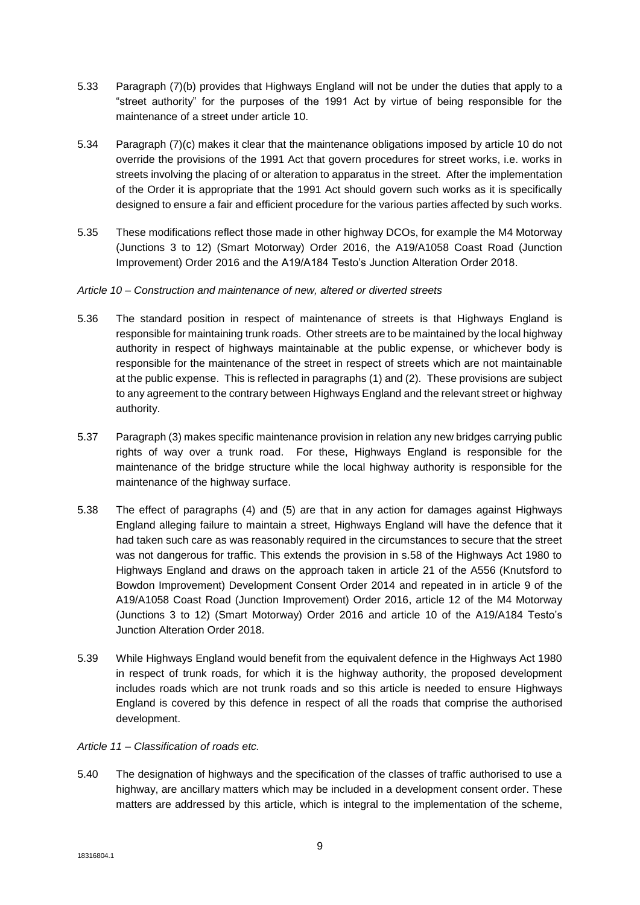5.33 Paragraph (7)(b) provides that Highways England will not be under the duties that apply to a "street authority" for the purposes of the 1991 Act by virtue of being responsible for the maintenance of a street under article 10.

5.34 Paragraph (7)(c) makes it clear that the maintenance obligations imposed by article 10 do not override the provisions of the 1991 Act that govern procedures for street works, i.e. works in streets involving the placing of or alteration to apparatus in the street. After the implementation of the Order it is appropriate that the 1991 Act should govern such works as it is specifically designed to ensure a fair and efficient procedure for the various parties affected by such works.

5.35 These modifications reflect those made in other highway DCOs, for example the M4 Motorway (Junctions 3 to 12) (Smart Motorway) Order 2016, the A19/A1058 Coast Road (Junction Improvement) Order 2016 and the A19/A184 Testo's Junction Alteration Order 2018.

*Article 10 – Construction and maintenance of new, altered or diverted streets*

5.36 The standard position in respect of maintenance of streets is that Highways England is responsible for maintaining trunk roads. Other streets are to be maintained by the local highway authority in respect of highways maintainable at the public expense, or whichever body is responsible for the maintenance of the street in respect of streets which are not maintainable at the public expense. This is reflected in paragraphs (1) and (2). These provisions are subject to any agreement to the contrary between Highways England and the relevant street or highway authority.

5.37 Paragraph (3) makes specific maintenance provision in relation any new bridges carrying public rights of way over a trunk road. For these, Highways England is responsible for the maintenance of the bridge structure while the local highway authority is responsible for the maintenance of the highway surface.

5.38 The effect of paragraphs (4) and (5) are that in any action for damages against Highways England alleging failure to maintain a street, Highways England will have the defence that it had taken such care as was reasonably required in the circumstances to secure that the street was not dangerous for traffic. This extends the provision in s.58 of the Highways Act 1980 to Highways England and draws on the approach taken in article 21 of the A556 (Knutsford to Bowdon Improvement) Development Consent Order 2014 and repeated in in article 9 of the A19/A1058 Coast Road (Junction Improvement) Order 2016, article 12 of the M4 Motorway (Junctions 3 to 12) (Smart Motorway) Order 2016 and article 10 of the A19/A184 Testo's Junction Alteration Order 2018.

5.39 While Highways England would benefit from the equivalent defence in the Highways Act 1980 in respect of trunk roads, for which it is the highway authority, the proposed development includes roads which are not trunk roads and so this article is needed to ensure Highways England is covered by this defence in respect of all the roads that comprise the authorised development.

*Article 11 – Classification of roads etc.*

5.40 The designation of highways and the specification of the classes of traffic authorised to use a highway, are ancillary matters which may be included in a development consent order. These matters are addressed by this article, which is integral to the implementation of the scheme,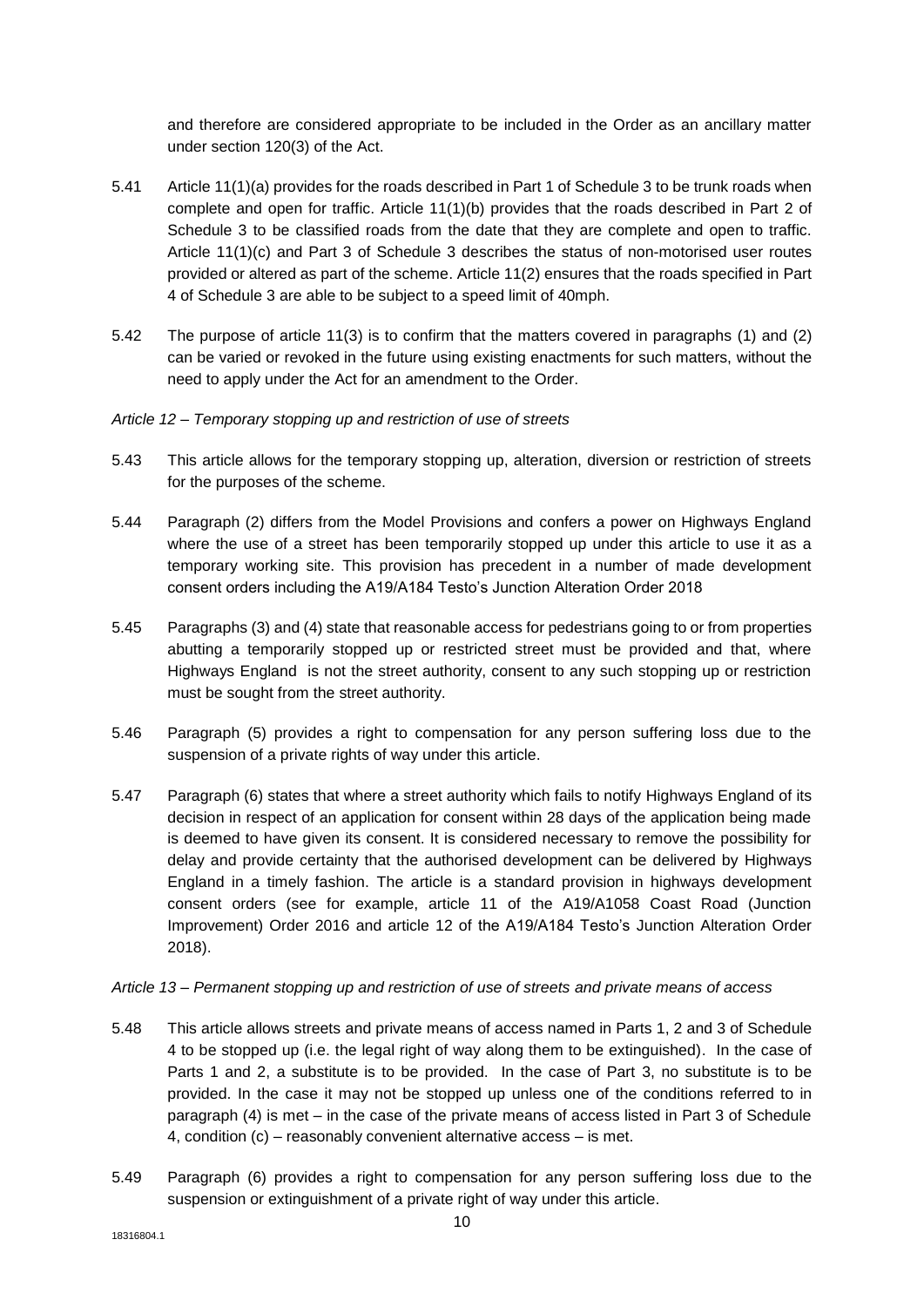and therefore are considered appropriate to be included in the Order as an ancillary matter under section 120(3) of the Act.

5.41 Article 11(1)(a) provides for the roads described in Part 1 of Schedule 3 to be trunk roads when complete and open for traffic. Article 11(1)(b) provides that the roads described in Part 2 of Schedule 3 to be classified roads from the date that they are complete and open to traffic. Article 11(1)(c) and Part 3 of Schedule 3 describes the status of non-motorised user routes provided or altered as part of the scheme. Article 11(2) ensures that the roads specified in Part 4 of Schedule 3 are able to be subject to a speed limit of 40mph.

5.42 The purpose of article 11(3) is to confirm that the matters covered in paragraphs (1) and (2) can be varied or revoked in the future using existing enactments for such matters, without the need to apply under the Act for an amendment to the Order.

*Article 12 – Temporary stopping up and restriction of use of streets*

5.43 This article allows for the temporary stopping up, alteration, diversion or restriction of streets for the purposes of the scheme.

5.44 Paragraph (2) differs from the Model Provisions and confers a power on Highways England where the use of a street has been temporarily stopped up under this article to use it as a temporary working site. This provision has precedent in a number of made development consent orders including the A19/A184 Testo's Junction Alteration Order 2018

5.45 Paragraphs (3) and (4) state that reasonable access for pedestrians going to or from properties abutting a temporarily stopped up or restricted street must be provided and that, where Highways England is not the street authority, consent to any such stopping up or restriction must be sought from the street authority.

5.46 Paragraph (5) provides a right to compensation for any person suffering loss due to the suspension of a private rights of way under this article.

5.47 Paragraph (6) states that where a street authority which fails to notify Highways England of its decision in respect of an application for consent within 28 days of the application being made is deemed to have given its consent. It is considered necessary to remove the possibility for delay and provide certainty that the authorised development can be delivered by Highways England in a timely fashion. The article is a standard provision in highways development consent orders (see for example, article 11 of the A19/A1058 Coast Road (Junction Improvement) Order 2016 and article 12 of the A19/A184 Testo's Junction Alteration Order 2018).

*Article 13 – Permanent stopping up and restriction of use of streets and private means of access*

5.48 This article allows streets and private means of access named in Parts 1, 2 and 3 of Schedule 4 to be stopped up (i.e. the legal right of way along them to be extinguished). In the case of Parts 1 and 2, a substitute is to be provided. In the case of Part 3, no substitute is to be provided. In the case it may not be stopped up unless one of the conditions referred to in paragraph (4) is met – in the case of the private means of access listed in Part 3 of Schedule 4, condition (c) – reasonably convenient alternative access – is met.

5.49 Paragraph (6) provides a right to compensation for any person suffering loss due to the suspension or extinguishment of a private right of way under this article.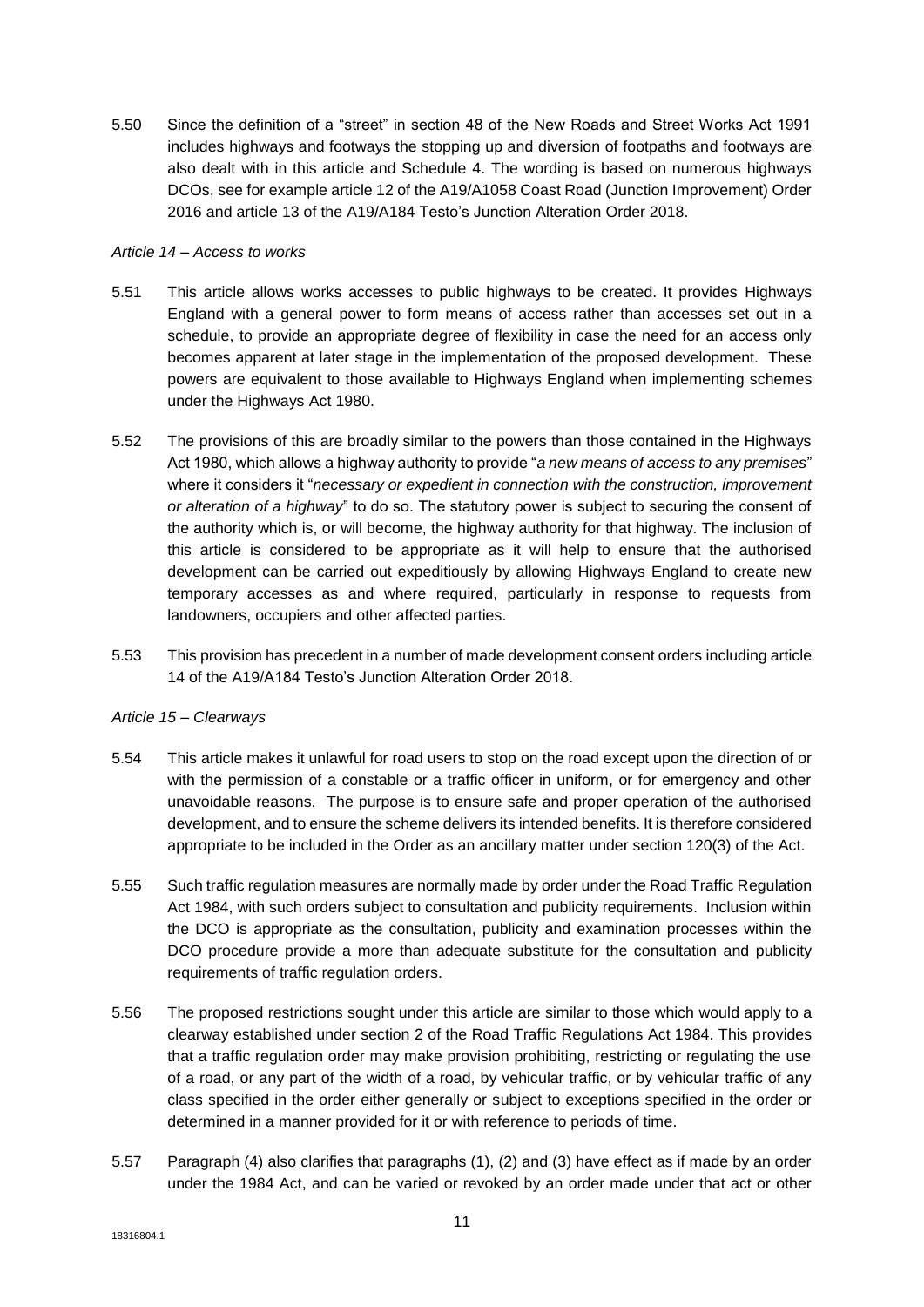5.50 Since the definition of a "street" in section 48 of the New Roads and Street Works Act 1991 includes highways and footways the stopping up and diversion of footpaths and footways are also dealt with in this article and Schedule 4. The wording is based on numerous highways DCOs, see for example article 12 of the A19/A1058 Coast Road (Junction Improvement) Order 2016 and article 13 of the A19/A184 Testo's Junction Alteration Order 2018.

*Article 14 – Access to works*

5.51 This article allows works accesses to public highways to be created. It provides Highways England with a general power to form means of access rather than accesses set out in a schedule, to provide an appropriate degree of flexibility in case the need for an access only becomes apparent at later stage in the implementation of the proposed development. These powers are equivalent to those available to Highways England when implementing schemes under the Highways Act 1980.

5.52 The provisions of this are broadly similar to the powers than those contained in the Highways Act 1980, which allows a highway authority to provide "*a new means of access to any premises*" where it considers it "*necessary or expedient in connection with the construction, improvement or alteration of a highway*" to do so. The statutory power is subject to securing the consent of the authority which is, or will become, the highway authority for that highway. The inclusion of this article is considered to be appropriate as it will help to ensure that the authorised development can be carried out expeditiously by allowing Highways England to create new temporary accesses as and where required, particularly in response to requests from landowners, occupiers and other affected parties.

5.53 This provision has precedent in a number of made development consent orders including article 14 of the A19/A184 Testo's Junction Alteration Order 2018.

*Article 15 – Clearways*

5.54 This article makes it unlawful for road users to stop on the road except upon the direction of or with the permission of a constable or a traffic officer in uniform, or for emergency and other unavoidable reasons. The purpose is to ensure safe and proper operation of the authorised development, and to ensure the scheme delivers its intended benefits. It is therefore considered appropriate to be included in the Order as an ancillary matter under section 120(3) of the Act.

5.55 Such traffic regulation measures are normally made by order under the Road Traffic Regulation Act 1984, with such orders subject to consultation and publicity requirements. Inclusion within the DCO is appropriate as the consultation, publicity and examination processes within the DCO procedure provide a more than adequate substitute for the consultation and publicity requirements of traffic regulation orders.

5.56 The proposed restrictions sought under this article are similar to those which would apply to a clearway established under section 2 of the Road Traffic Regulations Act 1984. This provides that a traffic regulation order may make provision prohibiting, restricting or regulating the use of a road, or any part of the width of a road, by vehicular traffic, or by vehicular traffic of any class specified in the order either generally or subject to exceptions specified in the order or determined in a manner provided for it or with reference to periods of time.

5.57 Paragraph (4) also clarifies that paragraphs (1), (2) and (3) have effect as if made by an order under the 1984 Act, and can be varied or revoked by an order made under that act or other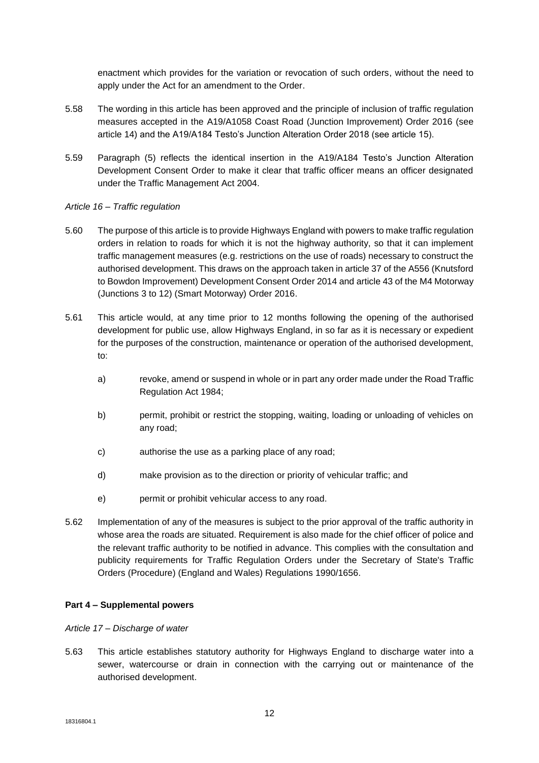enactment which provides for the variation or revocation of such orders, without the need to apply under the Act for an amendment to the Order.

5.58 The wording in this article has been approved and the principle of inclusion of traffic regulation measures accepted in the A19/A1058 Coast Road (Junction Improvement) Order 2016 (see article 14) and the A19/A184 Testo's Junction Alteration Order 2018 (see article 15).

5.59 Paragraph (5) reflects the identical insertion in the A19/A184 Testo's Junction Alteration Development Consent Order to make it clear that traffic officer means an officer designated under the Traffic Management Act 2004.

*Article 16 – Traffic regulation*

5.60 The purpose of this article is to provide Highways England with powers to make traffic regulation orders in relation to roads for which it is not the highway authority, so that it can implement traffic management measures (e.g. restrictions on the use of roads) necessary to construct the authorised development. This draws on the approach taken in article 37 of the A556 (Knutsford to Bowdon Improvement) Development Consent Order 2014 and article 43 of the M4 Motorway (Junctions 3 to 12) (Smart Motorway) Order 2016.

5.61 This article would, at any time prior to 12 months following the opening of the authorised development for public use, allow Highways England, in so far as it is necessary or expedient for the purposes of the construction, maintenance or operation of the authorised development, to:

a) revoke, amend or suspend in whole or in part any order made under the Road Traffic Regulation Act 1984;

b) permit, prohibit or restrict the stopping, waiting, loading or unloading of vehicles on any road;

c) authorise the use as a parking place of any road;

d) make provision as to the direction or priority of vehicular traffic; and

e) permit or prohibit vehicular access to any road.

5.62 Implementation of any of the measures is subject to the prior approval of the traffic authority in whose area the roads are situated. Requirement is also made for the chief officer of police and the relevant traffic authority to be notified in advance. This complies with the consultation and publicity requirements for Traffic Regulation Orders under the Secretary of State's Traffic Orders (Procedure) (England and Wales) Regulations 1990/1656.

**Part 4 – Supplemental powers**

*Article 17 – Discharge of water*

5.63 This article establishes statutory authority for Highways England to discharge water into a sewer, watercourse or drain in connection with the carrying out or maintenance of the authorised development.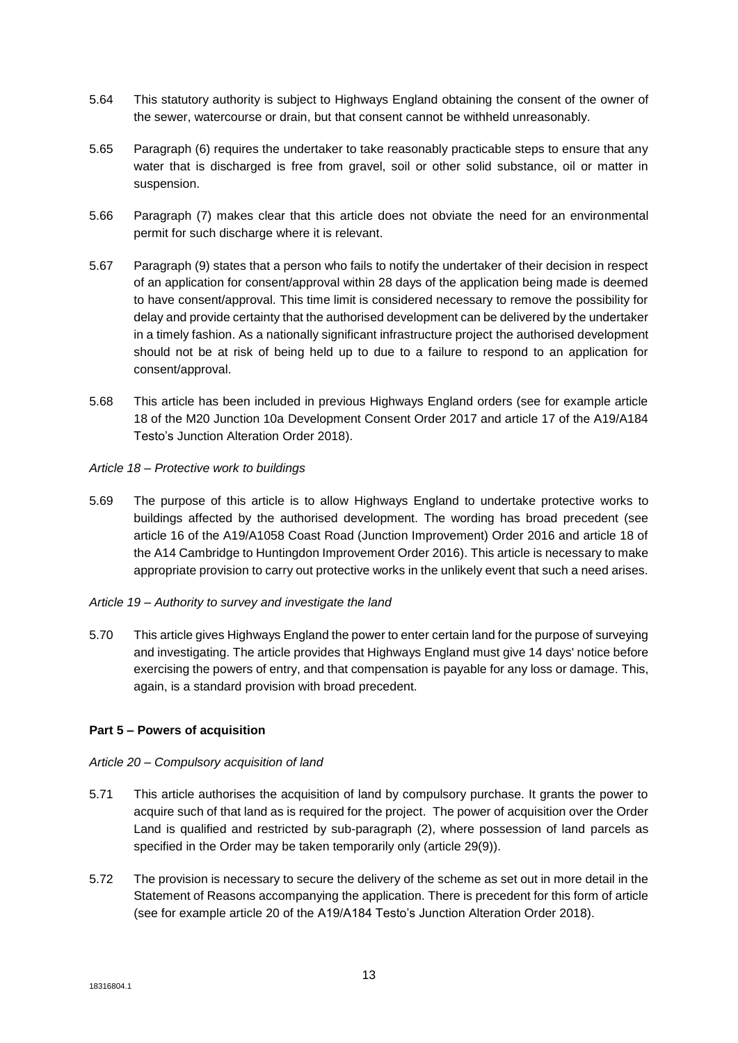5.64 This statutory authority is subject to Highways England obtaining the consent of the owner of the sewer, watercourse or drain, but that consent cannot be withheld unreasonably.

5.65 Paragraph (6) requires the undertaker to take reasonably practicable steps to ensure that any water that is discharged is free from gravel, soil or other solid substance, oil or matter in suspension.

5.66 Paragraph (7) makes clear that this article does not obviate the need for an environmental permit for such discharge where it is relevant.

5.67 Paragraph (9) states that a person who fails to notify the undertaker of their decision in respect of an application for consent/approval within 28 days of the application being made is deemed to have consent/approval. This time limit is considered necessary to remove the possibility for delay and provide certainty that the authorised development can be delivered by the undertaker in a timely fashion. As a nationally significant infrastructure project the authorised development should not be at risk of being held up to due to a failure to respond to an application for consent/approval.

5.68 This article has been included in previous Highways England orders (see for example article 18 of the M20 Junction 10a Development Consent Order 2017 and article 17 of the A19/A184 Testo's Junction Alteration Order 2018).

*Article 18 – Protective work to buildings*

5.69 The purpose of this article is to allow Highways England to undertake protective works to buildings affected by the authorised development. The wording has broad precedent (see article 16 of the A19/A1058 Coast Road (Junction Improvement) Order 2016 and article 18 of the A14 Cambridge to Huntingdon Improvement Order 2016). This article is necessary to make appropriate provision to carry out protective works in the unlikely event that such a need arises.

*Article 19 – Authority to survey and investigate the land*

5.70 This article gives Highways England the power to enter certain land for the purpose of surveying and investigating. The article provides that Highways England must give 14 days' notice before exercising the powers of entry, and that compensation is payable for any loss or damage. This, again, is a standard provision with broad precedent.

**Part 5 – Powers of acquisition**

*Article 20 – Compulsory acquisition of land*

5.71 This article authorises the acquisition of land by compulsory purchase. It grants the power to acquire such of that land as is required for the project. The power of acquisition over the Order Land is qualified and restricted by sub-paragraph (2), where possession of land parcels as specified in the Order may be taken temporarily only (article 29(9)).

5.72 The provision is necessary to secure the delivery of the scheme as set out in more detail in the Statement of Reasons accompanying the application. There is precedent for this form of article (see for example article 20 of the A19/A184 Testo's Junction Alteration Order 2018).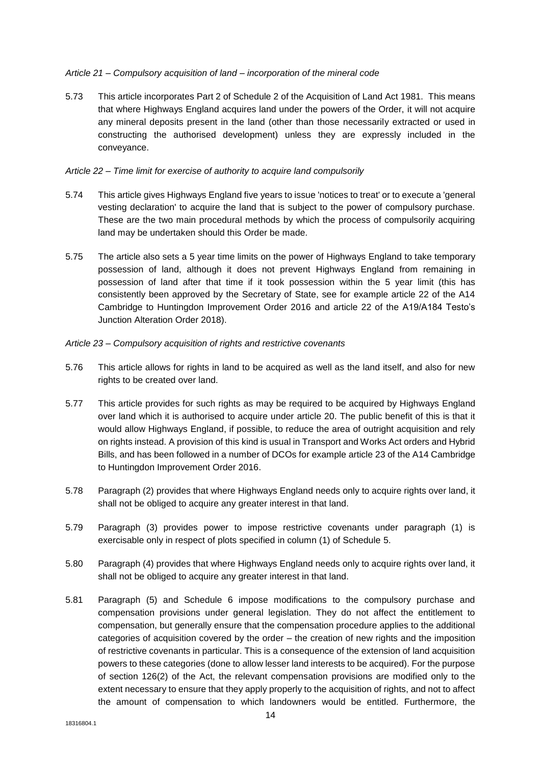*Article 21 – Compulsory acquisition of land – incorporation of the mineral code*

5.73 This article incorporates Part 2 of Schedule 2 of the Acquisition of Land Act 1981. This means that where Highways England acquires land under the powers of the Order, it will not acquire any mineral deposits present in the land (other than those necessarily extracted or used in constructing the authorised development) unless they are expressly included in the conveyance.

*Article 22 – Time limit for exercise of authority to acquire land compulsorily*

5.74 This article gives Highways England five years to issue 'notices to treat' or to execute a 'general vesting declaration' to acquire the land that is subject to the power of compulsory purchase. These are the two main procedural methods by which the process of compulsorily acquiring land may be undertaken should this Order be made.

5.75 The article also sets a 5 year time limits on the power of Highways England to take temporary possession of land, although it does not prevent Highways England from remaining in possession of land after that time if it took possession within the 5 year limit (this has consistently been approved by the Secretary of State, see for example article 22 of the A14 Cambridge to Huntingdon Improvement Order 2016 and article 22 of the A19/A184 Testo's Junction Alteration Order 2018).

*Article 23 – Compulsory acquisition of rights and restrictive covenants*

5.76 This article allows for rights in land to be acquired as well as the land itself, and also for new rights to be created over land.

5.77 This article provides for such rights as may be required to be acquired by Highways England over land which it is authorised to acquire under article 20. The public benefit of this is that it would allow Highways England, if possible, to reduce the area of outright acquisition and rely on rights instead. A provision of this kind is usual in Transport and Works Act orders and Hybrid Bills, and has been followed in a number of DCOs for example article 23 of the A14 Cambridge to Huntingdon Improvement Order 2016.

5.78 Paragraph (2) provides that where Highways England needs only to acquire rights over land, it shall not be obliged to acquire any greater interest in that land.

5.79 Paragraph (3) provides power to impose restrictive covenants under paragraph (1) is exercisable only in respect of plots specified in column (1) of Schedule 5.

5.80 Paragraph (4) provides that where Highways England needs only to acquire rights over land, it shall not be obliged to acquire any greater interest in that land.

5.81 Paragraph (5) and Schedule 6 impose modifications to the compulsory purchase and compensation provisions under general legislation. They do not affect the entitlement to compensation, but generally ensure that the compensation procedure applies to the additional categories of acquisition covered by the order – the creation of new rights and the imposition of restrictive covenants in particular. This is a consequence of the extension of land acquisition powers to these categories (done to allow lesser land interests to be acquired). For the purpose of section 126(2) of the Act, the relevant compensation provisions are modified only to the extent necessary to ensure that they apply properly to the acquisition of rights, and not to affect the amount of compensation to which landowners would be entitled. Furthermore, the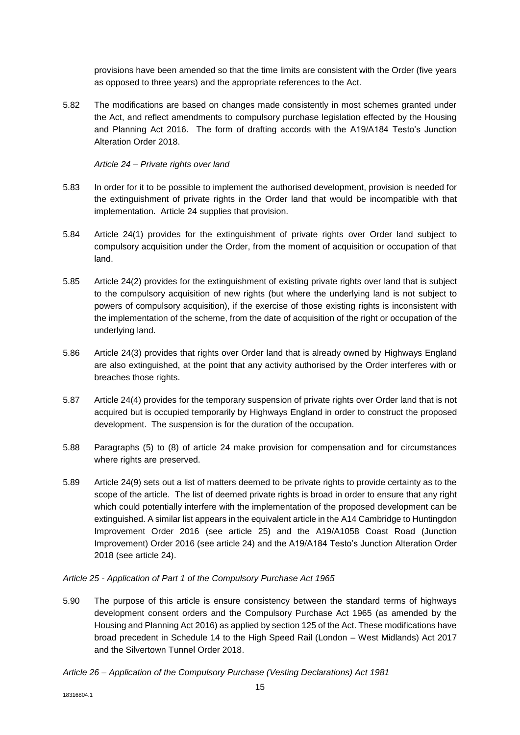provisions have been amended so that the time limits are consistent with the Order (five years as opposed to three years) and the appropriate references to the Act.

5.82 The modifications are based on changes made consistently in most schemes granted under the Act, and reflect amendments to compulsory purchase legislation effected by the Housing and Planning Act 2016. The form of drafting accords with the A19/A184 Testo's Junction Alteration Order 2018.

*Article 24 – Private rights over land*

5.83 In order for it to be possible to implement the authorised development, provision is needed for the extinguishment of private rights in the Order land that would be incompatible with that implementation. Article 24 supplies that provision.

5.84 Article 24(1) provides for the extinguishment of private rights over Order land subject to compulsory acquisition under the Order, from the moment of acquisition or occupation of that land.

5.85 Article 24(2) provides for the extinguishment of existing private rights over land that is subject to the compulsory acquisition of new rights (but where the underlying land is not subject to powers of compulsory acquisition), if the exercise of those existing rights is inconsistent with the implementation of the scheme, from the date of acquisition of the right or occupation of the underlying land.

5.86 Article 24(3) provides that rights over Order land that is already owned by Highways England are also extinguished, at the point that any activity authorised by the Order interferes with or breaches those rights.

5.87 Article 24(4) provides for the temporary suspension of private rights over Order land that is not acquired but is occupied temporarily by Highways England in order to construct the proposed development. The suspension is for the duration of the occupation.

5.88 Paragraphs (5) to (8) of article 24 make provision for compensation and for circumstances where rights are preserved.

5.89 Article 24(9) sets out a list of matters deemed to be private rights to provide certainty as to the scope of the article. The list of deemed private rights is broad in order to ensure that any right which could potentially interfere with the implementation of the proposed development can be extinguished. A similar list appears in the equivalent article in the A14 Cambridge to Huntingdon Improvement Order 2016 (see article 25) and the A19/A1058 Coast Road (Junction Improvement) Order 2016 (see article 24) and the A19/A184 Testo's Junction Alteration Order 2018 (see article 24).

*Article 25 - Application of Part 1 of the Compulsory Purchase Act 1965*

5.90 The purpose of this article is ensure consistency between the standard terms of highways development consent orders and the Compulsory Purchase Act 1965 (as amended by the Housing and Planning Act 2016) as applied by section 125 of the Act. These modifications have broad precedent in Schedule 14 to the High Speed Rail (London – West Midlands) Act 2017 and the Silvertown Tunnel Order 2018.

*Article 26 – Application of the Compulsory Purchase (Vesting Declarations) Act 1981*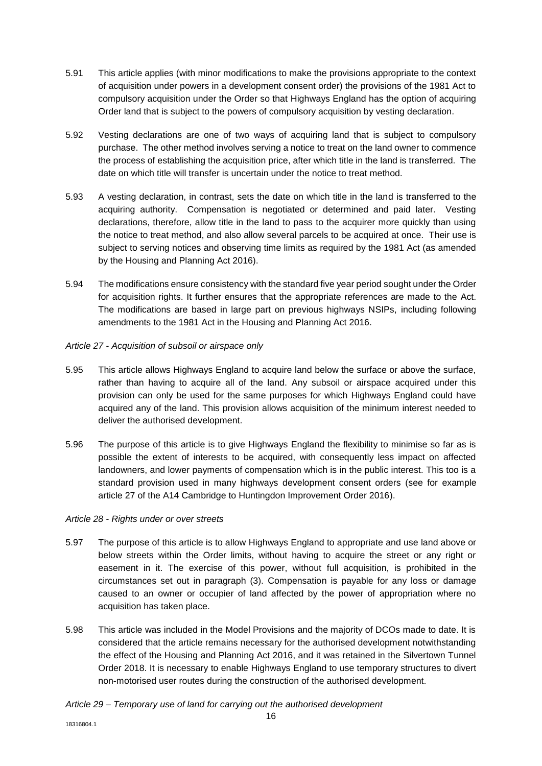5.91 This article applies (with minor modifications to make the provisions appropriate to the context of acquisition under powers in a development consent order) the provisions of the 1981 Act to compulsory acquisition under the Order so that Highways England has the option of acquiring Order land that is subject to the powers of compulsory acquisition by vesting declaration.

5.92 Vesting declarations are one of two ways of acquiring land that is subject to compulsory purchase. The other method involves serving a notice to treat on the land owner to commence the process of establishing the acquisition price, after which title in the land is transferred. The date on which title will transfer is uncertain under the notice to treat method.

5.93 A vesting declaration, in contrast, sets the date on which title in the land is transferred to the acquiring authority. Compensation is negotiated or determined and paid later. Vesting declarations, therefore, allow title in the land to pass to the acquirer more quickly than using the notice to treat method, and also allow several parcels to be acquired at once. Their use is subject to serving notices and observing time limits as required by the 1981 Act (as amended by the Housing and Planning Act 2016).

5.94 The modifications ensure consistency with the standard five year period sought under the Order for acquisition rights. It further ensures that the appropriate references are made to the Act. The modifications are based in large part on previous highways NSIPs, including following amendments to the 1981 Act in the Housing and Planning Act 2016.

*Article 27 - Acquisition of subsoil or airspace only*

5.95 This article allows Highways England to acquire land below the surface or above the surface, rather than having to acquire all of the land. Any subsoil or airspace acquired under this provision can only be used for the same purposes for which Highways England could have acquired any of the land. This provision allows acquisition of the minimum interest needed to deliver the authorised development.

5.96 The purpose of this article is to give Highways England the flexibility to minimise so far as is possible the extent of interests to be acquired, with consequently less impact on affected landowners, and lower payments of compensation which is in the public interest. This too is a standard provision used in many highways development consent orders (see for example article 27 of the A14 Cambridge to Huntingdon Improvement Order 2016).

*Article 28 - Rights under or over streets*

5.97 The purpose of this article is to allow Highways England to appropriate and use land above or below streets within the Order limits, without having to acquire the street or any right or easement in it. The exercise of this power, without full acquisition, is prohibited in the circumstances set out in paragraph (3). Compensation is payable for any loss or damage caused to an owner or occupier of land affected by the power of appropriation where no acquisition has taken place.

5.98 This article was included in the Model Provisions and the majority of DCOs made to date. It is considered that the article remains necessary for the authorised development notwithstanding the effect of the Housing and Planning Act 2016, and it was retained in the Silvertown Tunnel Order 2018. It is necessary to enable Highways England to use temporary structures to divert non-motorised user routes during the construction of the authorised development.

*Article 29 – Temporary use of land for carrying out the authorised development*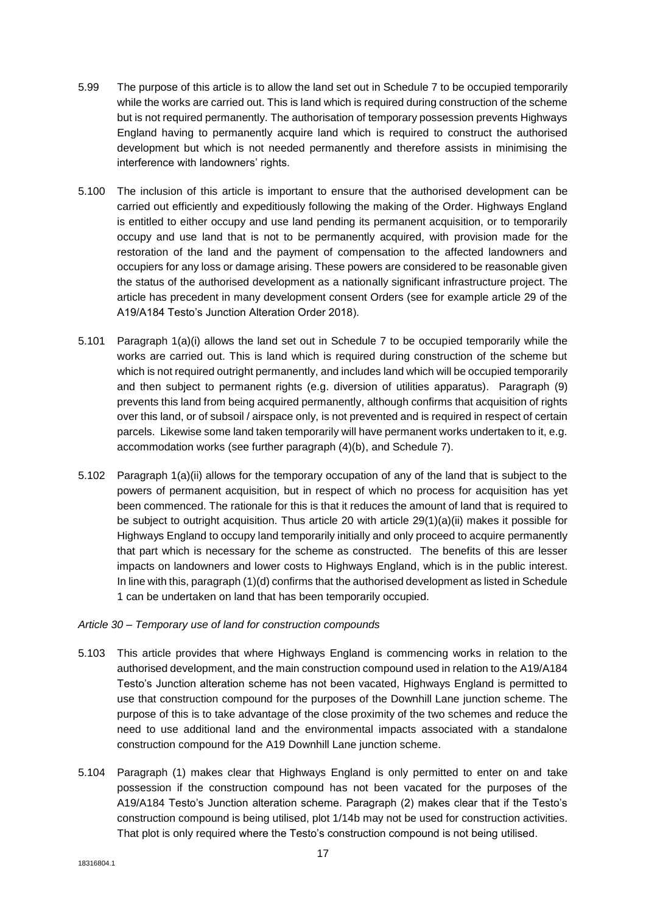5.99 The purpose of this article is to allow the land set out in Schedule 7 to be occupied temporarily while the works are carried out. This is land which is required during construction of the scheme but is not required permanently. The authorisation of temporary possession prevents Highways England having to permanently acquire land which is required to construct the authorised development but which is not needed permanently and therefore assists in minimising the interference with landowners' rights.

5.100 The inclusion of this article is important to ensure that the authorised development can be carried out efficiently and expeditiously following the making of the Order. Highways England is entitled to either occupy and use land pending its permanent acquisition, or to temporarily occupy and use land that is not to be permanently acquired, with provision made for the restoration of the land and the payment of compensation to the affected landowners and occupiers for any loss or damage arising. These powers are considered to be reasonable given the status of the authorised development as a nationally significant infrastructure project. The article has precedent in many development consent Orders (see for example article 29 of the A19/A184 Testo's Junction Alteration Order 2018).

5.101 Paragraph 1(a)(i) allows the land set out in Schedule 7 to be occupied temporarily while the works are carried out. This is land which is required during construction of the scheme but which is not required outright permanently, and includes land which will be occupied temporarily and then subject to permanent rights (e.g. diversion of utilities apparatus). Paragraph (9) prevents this land from being acquired permanently, although confirms that acquisition of rights over this land, or of subsoil / airspace only, is not prevented and is required in respect of certain parcels. Likewise some land taken temporarily will have permanent works undertaken to it, e.g. accommodation works (see further paragraph (4)(b), and Schedule 7).

5.102 Paragraph 1(a)(ii) allows for the temporary occupation of any of the land that is subject to the powers of permanent acquisition, but in respect of which no process for acquisition has yet been commenced. The rationale for this is that it reduces the amount of land that is required to be subject to outright acquisition. Thus article 20 with article 29(1)(a)(ii) makes it possible for Highways England to occupy land temporarily initially and only proceed to acquire permanently that part which is necessary for the scheme as constructed. The benefits of this are lesser impacts on landowners and lower costs to Highways England, which is in the public interest. In line with this, paragraph (1)(d) confirms that the authorised development as listed in Schedule 1 can be undertaken on land that has been temporarily occupied.

*Article 30 – Temporary use of land for construction compounds*

5.103 This article provides that where Highways England is commencing works in relation to the authorised development, and the main construction compound used in relation to the A19/A184 Testo's Junction alteration scheme has not been vacated, Highways England is permitted to use that construction compound for the purposes of the Downhill Lane junction scheme. The purpose of this is to take advantage of the close proximity of the two schemes and reduce the need to use additional land and the environmental impacts associated with a standalone construction compound for the A19 Downhill Lane junction scheme.

5.104 Paragraph (1) makes clear that Highways England is only permitted to enter on and take possession if the construction compound has not been vacated for the purposes of the A19/A184 Testo's Junction alteration scheme. Paragraph (2) makes clear that if the Testo's construction compound is being utilised, plot 1/14b may not be used for construction activities. That plot is only required where the Testo's construction compound is not being utilised.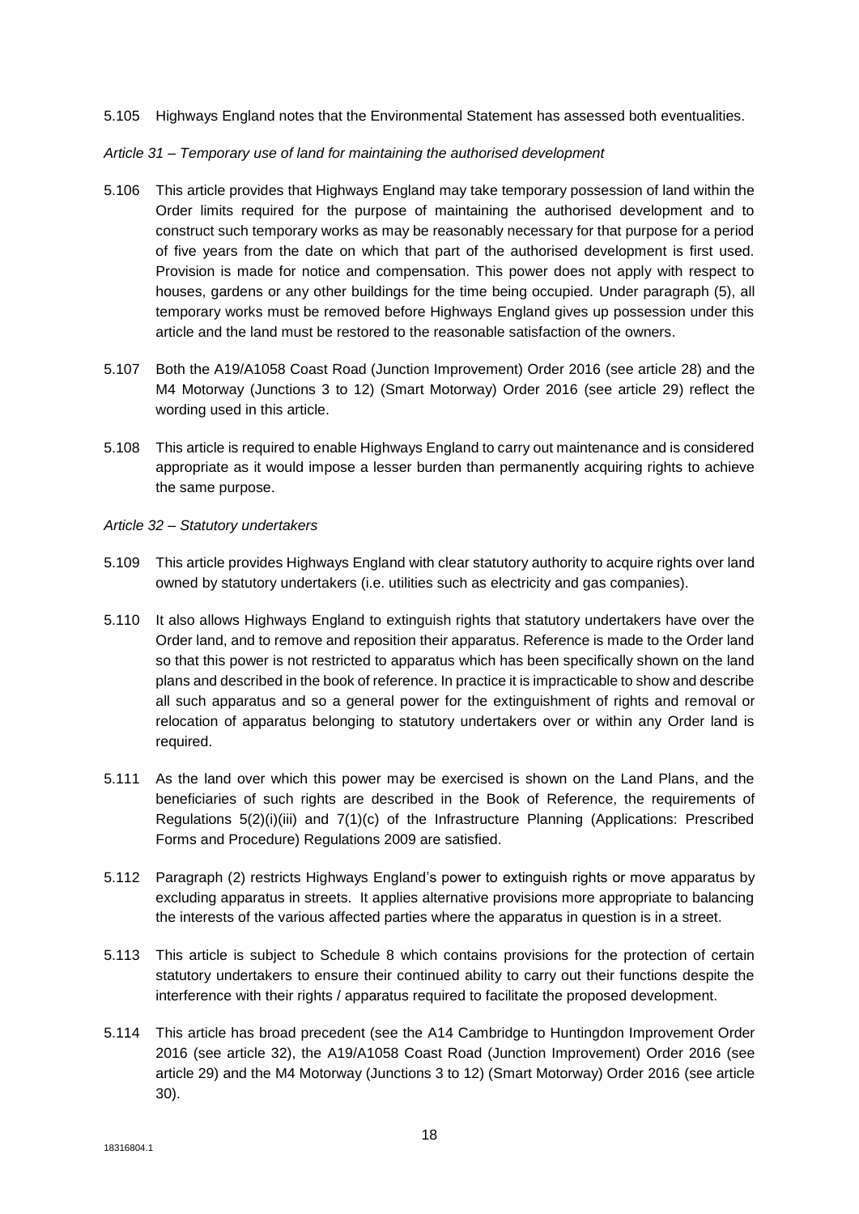5.105 Highways England notes that the Environmental Statement has assessed both eventualities.

*Article 31 – Temporary use of land for maintaining the authorised development*

5.106 This article provides that Highways England may take temporary possession of land within the Order limits required for the purpose of maintaining the authorised development and to construct such temporary works as may be reasonably necessary for that purpose for a period of five years from the date on which that part of the authorised development is first used. Provision is made for notice and compensation. This power does not apply with respect to houses, gardens or any other buildings for the time being occupied. Under paragraph (5), all temporary works must be removed before Highways England gives up possession under this article and the land must be restored to the reasonable satisfaction of the owners.

5.107 Both the A19/A1058 Coast Road (Junction Improvement) Order 2016 (see article 28) and the M4 Motorway (Junctions 3 to 12) (Smart Motorway) Order 2016 (see article 29) reflect the wording used in this article.

5.108 This article is required to enable Highways England to carry out maintenance and is considered appropriate as it would impose a lesser burden than permanently acquiring rights to achieve the same purpose.

*Article 32 – Statutory undertakers*

5.109 This article provides Highways England with clear statutory authority to acquire rights over land owned by statutory undertakers (i.e. utilities such as electricity and gas companies).

5.110 It also allows Highways England to extinguish rights that statutory undertakers have over the Order land, and to remove and reposition their apparatus. Reference is made to the Order land so that this power is not restricted to apparatus which has been specifically shown on the land plans and described in the book of reference. In practice it is impracticable to show and describe all such apparatus and so a general power for the extinguishment of rights and removal or relocation of apparatus belonging to statutory undertakers over or within any Order land is required.

5.111 As the land over which this power may be exercised is shown on the Land Plans, and the beneficiaries of such rights are described in the Book of Reference, the requirements of Regulations 5(2)(i)(iii) and 7(1)(c) of the Infrastructure Planning (Applications: Prescribed Forms and Procedure) Regulations 2009 are satisfied.

5.112 Paragraph (2) restricts Highways England's power to extinguish rights or move apparatus by excluding apparatus in streets. It applies alternative provisions more appropriate to balancing the interests of the various affected parties where the apparatus in question is in a street.

5.113 This article is subject to Schedule 8 which contains provisions for the protection of certain statutory undertakers to ensure their continued ability to carry out their functions despite the interference with their rights / apparatus required to facilitate the proposed development.

5.114 This article has broad precedent (see the A14 Cambridge to Huntingdon Improvement Order 2016 (see article 32), the A19/A1058 Coast Road (Junction Improvement) Order 2016 (see article 29) and the M4 Motorway (Junctions 3 to 12) (Smart Motorway) Order 2016 (see article 30).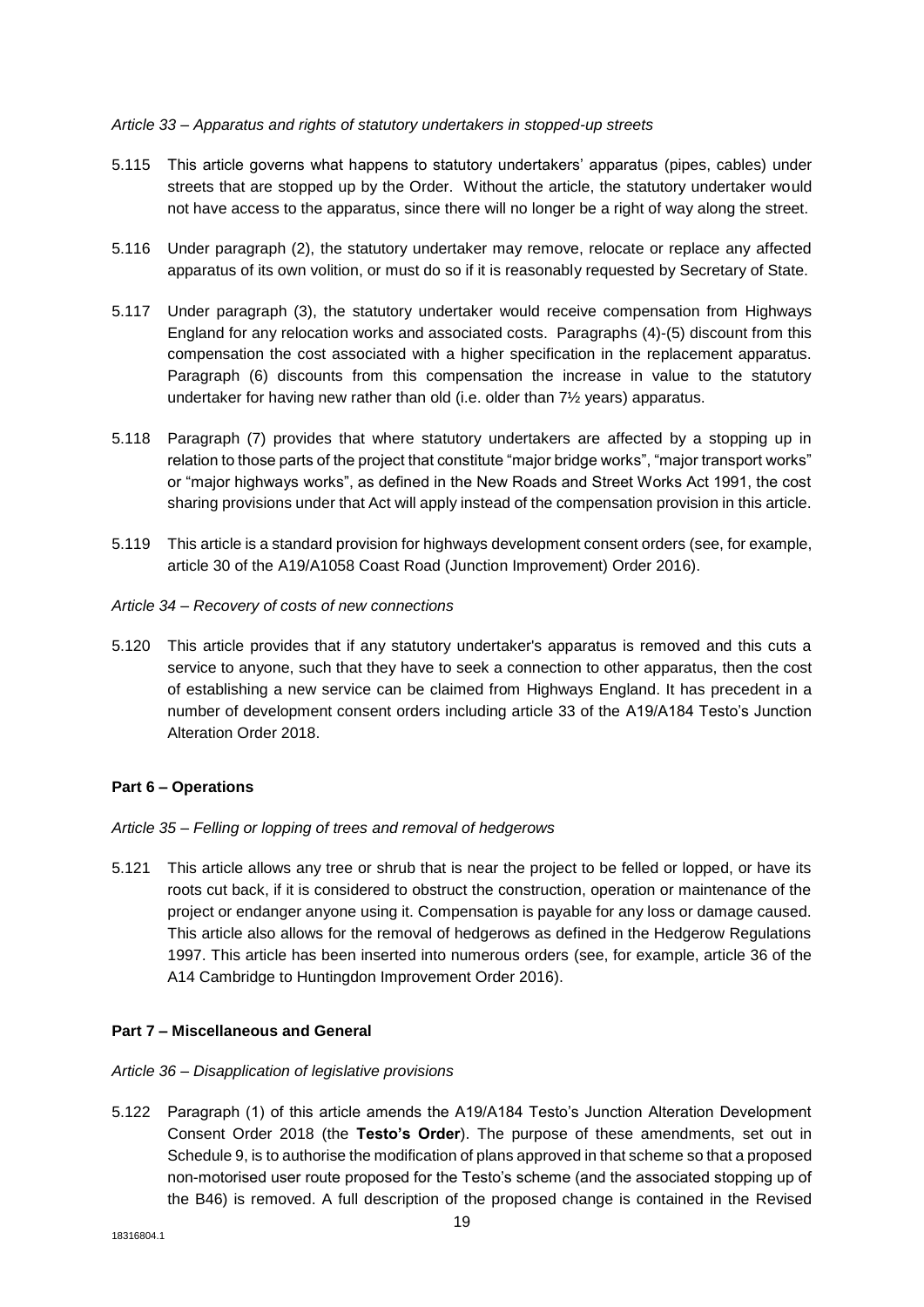*Article 33 – Apparatus and rights of statutory undertakers in stopped-up streets*

5.115 This article governs what happens to statutory undertakers' apparatus (pipes, cables) under streets that are stopped up by the Order. Without the article, the statutory undertaker would not have access to the apparatus, since there will no longer be a right of way along the street.

5.116 Under paragraph (2), the statutory undertaker may remove, relocate or replace any affected apparatus of its own volition, or must do so if it is reasonably requested by Secretary of State.

5.117 Under paragraph (3), the statutory undertaker would receive compensation from Highways England for any relocation works and associated costs. Paragraphs (4)-(5) discount from this compensation the cost associated with a higher specification in the replacement apparatus. Paragraph (6) discounts from this compensation the increase in value to the statutory undertaker for having new rather than old (i.e. older than 7½ years) apparatus.

5.118 Paragraph (7) provides that where statutory undertakers are affected by a stopping up in relation to those parts of the project that constitute "major bridge works", "major transport works" or "major highways works", as defined in the New Roads and Street Works Act 1991, the cost sharing provisions under that Act will apply instead of the compensation provision in this article.

5.119 This article is a standard provision for highways development consent orders (see, for example, article 30 of the A19/A1058 Coast Road (Junction Improvement) Order 2016).

*Article 34 – Recovery of costs of new connections*

5.120 This article provides that if any statutory undertaker's apparatus is removed and this cuts a service to anyone, such that they have to seek a connection to other apparatus, then the cost of establishing a new service can be claimed from Highways England. It has precedent in a number of development consent orders including article 33 of the A19/A184 Testo's Junction Alteration Order 2018.

**Part 6 – Operations**

*Article 35 – Felling or lopping of trees and removal of hedgerows*

5.121 This article allows any tree or shrub that is near the project to be felled or lopped, or have its roots cut back, if it is considered to obstruct the construction, operation or maintenance of the project or endanger anyone using it. Compensation is payable for any loss or damage caused. This article also allows for the removal of hedgerows as defined in the Hedgerow Regulations 1997. This article has been inserted into numerous orders (see, for example, article 36 of the A14 Cambridge to Huntingdon Improvement Order 2016).

**Part 7 – Miscellaneous and General**

*Article 36 – Disapplication of legislative provisions*

5.122 Paragraph (1) of this article amends the A19/A184 Testo's Junction Alteration Development Consent Order 2018 (the **Testo's Order**). The purpose of these amendments, set out in Schedule 9, is to authorise the modification of plans approved in that scheme so that a proposed non-motorised user route proposed for the Testo's scheme (and the associated stopping up of the B46) is removed. A full description of the proposed change is contained in the Revised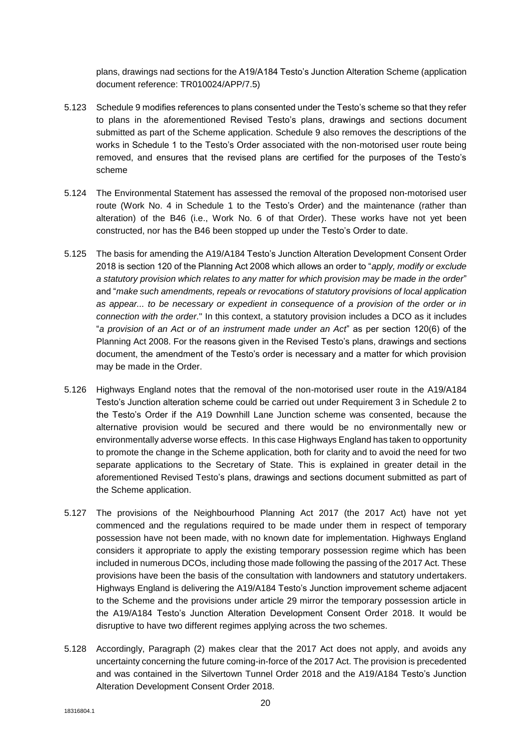plans, drawings nad sections for the A19/A184 Testo's Junction Alteration Scheme (application document reference: TR010024/APP/7.5)

5.123 Schedule 9 modifies references to plans consented under the Testo's scheme so that they refer to plans in the aforementioned Revised Testo's plans, drawings and sections document submitted as part of the Scheme application. Schedule 9 also removes the descriptions of the works in Schedule 1 to the Testo's Order associated with the non-motorised user route being removed, and ensures that the revised plans are certified for the purposes of the Testo's scheme

5.124 The Environmental Statement has assessed the removal of the proposed non-motorised user route (Work No. 4 in Schedule 1 to the Testo's Order) and the maintenance (rather than alteration) of the B46 (i.e., Work No. 6 of that Order). These works have not yet been constructed, nor has the B46 been stopped up under the Testo's Order to date.

5.125 The basis for amending the A19/A184 Testo's Junction Alteration Development Consent Order 2018 is section 120 of the Planning Act 2008 which allows an order to "*apply, modify or exclude a statutory provision which relates to any matter for which provision may be made in the order*" and "*make such amendments, repeals or revocations of statutory provisions of local application as appear... to be necessary or expedient in consequence of a provision of the order or in connection with the order.*" In this context, a statutory provision includes a DCO as it includes "*a provision of an Act or of an instrument made under an Act*" as per section 120(6) of the Planning Act 2008. For the reasons given in the Revised Testo's plans, drawings and sections document, the amendment of the Testo's order is necessary and a matter for which provision may be made in the Order.

5.126 Highways England notes that the removal of the non-motorised user route in the A19/A184 Testo's Junction alteration scheme could be carried out under Requirement 3 in Schedule 2 to the Testo's Order if the A19 Downhill Lane Junction scheme was consented, because the alternative provision would be secured and there would be no environmentally new or environmentally adverse worse effects. In this case Highways England has taken to opportunity to promote the change in the Scheme application, both for clarity and to avoid the need for two separate applications to the Secretary of State. This is explained in greater detail in the aforementioned Revised Testo's plans, drawings and sections document submitted as part of the Scheme application.

5.127 The provisions of the Neighbourhood Planning Act 2017 (the 2017 Act) have not yet commenced and the regulations required to be made under them in respect of temporary possession have not been made, with no known date for implementation. Highways England considers it appropriate to apply the existing temporary possession regime which has been included in numerous DCOs, including those made following the passing of the 2017 Act. These provisions have been the basis of the consultation with landowners and statutory undertakers. Highways England is delivering the A19/A184 Testo's Junction improvement scheme adjacent to the Scheme and the provisions under article 29 mirror the temporary possession article in the A19/A184 Testo's Junction Alteration Development Consent Order 2018. It would be disruptive to have two different regimes applying across the two schemes.

5.128 Accordingly, Paragraph (2) makes clear that the 2017 Act does not apply, and avoids any uncertainty concerning the future coming-in-force of the 2017 Act. The provision is precedented and was contained in the Silvertown Tunnel Order 2018 and the A19/A184 Testo's Junction Alteration Development Consent Order 2018.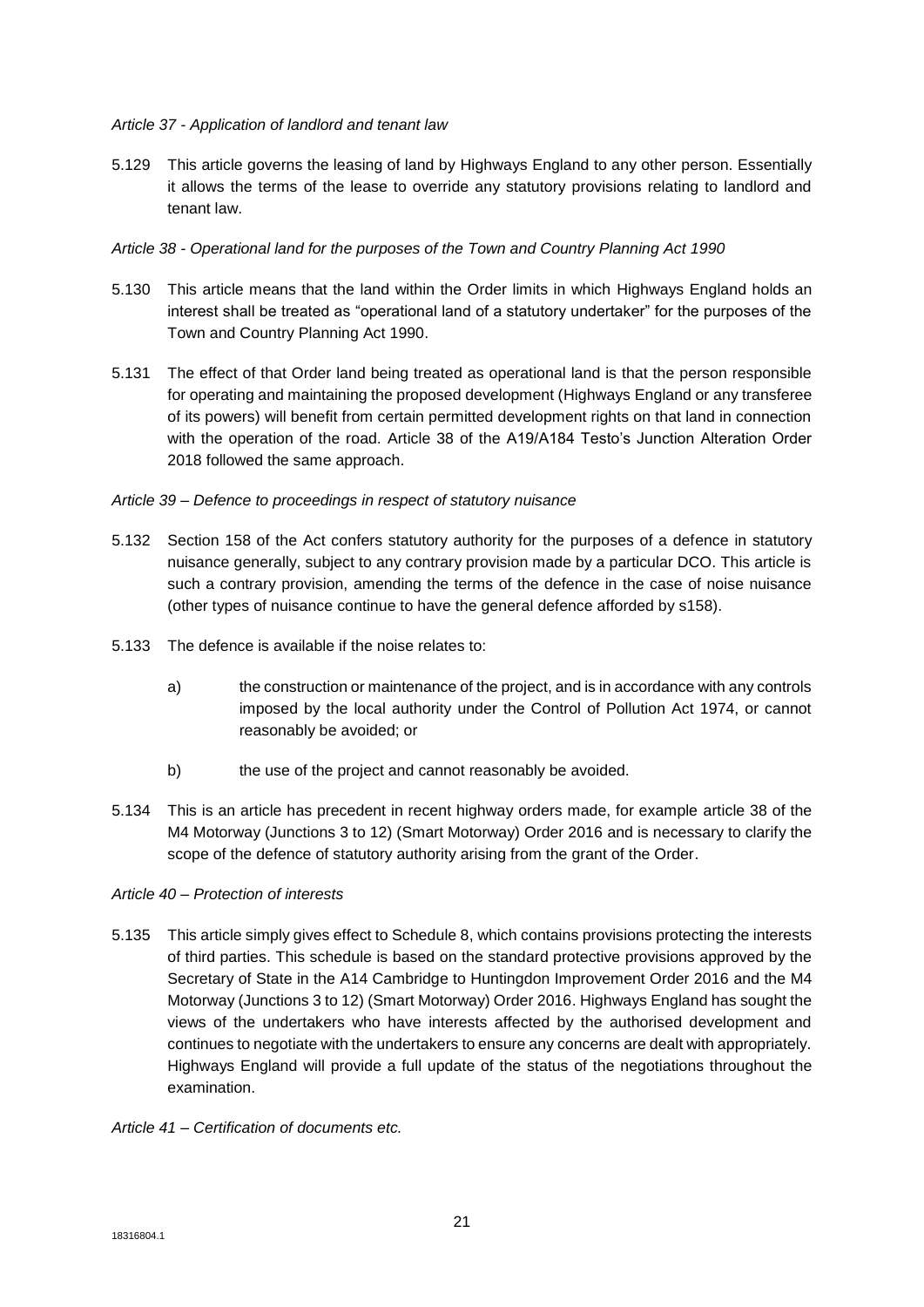*Article 37 - Application of landlord and tenant law*

5.129 This article governs the leasing of land by Highways England to any other person. Essentially it allows the terms of the lease to override any statutory provisions relating to landlord and tenant law.

*Article 38 - Operational land for the purposes of the Town and Country Planning Act 1990*

5.130 This article means that the land within the Order limits in which Highways England holds an interest shall be treated as "operational land of a statutory undertaker" for the purposes of the Town and Country Planning Act 1990.

5.131 The effect of that Order land being treated as operational land is that the person responsible for operating and maintaining the proposed development (Highways England or any transferee of its powers) will benefit from certain permitted development rights on that land in connection with the operation of the road. Article 38 of the A19/A184 Testo's Junction Alteration Order 2018 followed the same approach.

*Article 39 – Defence to proceedings in respect of statutory nuisance*

5.132 Section 158 of the Act confers statutory authority for the purposes of a defence in statutory nuisance generally, subject to any contrary provision made by a particular DCO. This article is such a contrary provision, amending the terms of the defence in the case of noise nuisance (other types of nuisance continue to have the general defence afforded by s158).

5.133 The defence is available if the noise relates to:

a) the construction or maintenance of the project, and is in accordance with any controls imposed by the local authority under the Control of Pollution Act 1974, or cannot reasonably be avoided; or

b) the use of the project and cannot reasonably be avoided.

5.134 This is an article has precedent in recent highway orders made, for example article 38 of the M4 Motorway (Junctions 3 to 12) (Smart Motorway) Order 2016 and is necessary to clarify the scope of the defence of statutory authority arising from the grant of the Order.

*Article 40 – Protection of interests*

5.135 This article simply gives effect to Schedule 8, which contains provisions protecting the interests of third parties. This schedule is based on the standard protective provisions approved by the Secretary of State in the A14 Cambridge to Huntingdon Improvement Order 2016 and the M4 Motorway (Junctions 3 to 12) (Smart Motorway) Order 2016. Highways England has sought the views of the undertakers who have interests affected by the authorised development and continues to negotiate with the undertakers to ensure any concerns are dealt with appropriately. Highways England will provide a full update of the status of the negotiations throughout the examination.

*Article 41 – Certification of documents etc.*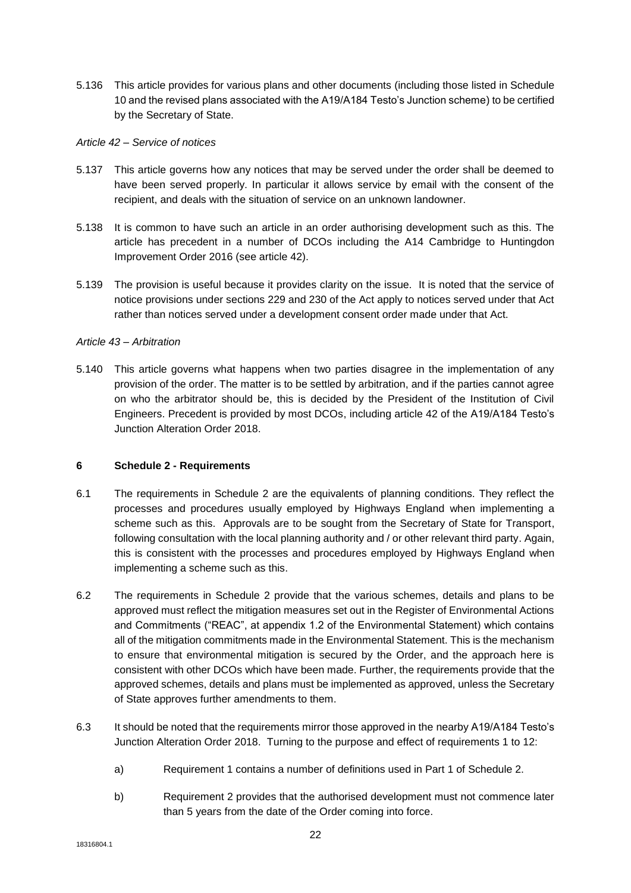5.136 This article provides for various plans and other documents (including those listed in Schedule 10 and the revised plans associated with the A19/A184 Testo's Junction scheme) to be certified by the Secretary of State.

*Article 42 – Service of notices*

5.137 This article governs how any notices that may be served under the order shall be deemed to have been served properly. In particular it allows service by email with the consent of the recipient, and deals with the situation of service on an unknown landowner.

5.138 It is common to have such an article in an order authorising development such as this. The article has precedent in a number of DCOs including the A14 Cambridge to Huntingdon Improvement Order 2016 (see article 42).

5.139 The provision is useful because it provides clarity on the issue. It is noted that the service of notice provisions under sections 229 and 230 of the Act apply to notices served under that Act rather than notices served under a development consent order made under that Act.

*Article 43 – Arbitration*

5.140 This article governs what happens when two parties disagree in the implementation of any provision of the order. The matter is to be settled by arbitration, and if the parties cannot agree on who the arbitrator should be, this is decided by the President of the Institution of Civil Engineers. Precedent is provided by most DCOs, including article 42 of the A19/A184 Testo's Junction Alteration Order 2018.

## 6 Schedule 2 - Requirements

6.1 The requirements in Schedule 2 are the equivalents of planning conditions. They reflect the processes and procedures usually employed by Highways England when implementing a scheme such as this. Approvals are to be sought from the Secretary of State for Transport, following consultation with the local planning authority and / or other relevant third party. Again, this is consistent with the processes and procedures employed by Highways England when implementing a scheme such as this.

6.2 The requirements in Schedule 2 provide that the various schemes, details and plans to be approved must reflect the mitigation measures set out in the Register of Environmental Actions and Commitments ("REAC", at appendix 1.2 of the Environmental Statement) which contains all of the mitigation commitments made in the Environmental Statement. This is the mechanism to ensure that environmental mitigation is secured by the Order, and the approach here is consistent with other DCOs which have been made. Further, the requirements provide that the approved schemes, details and plans must be implemented as approved, unless the Secretary of State approves further amendments to them.

6.3 It should be noted that the requirements mirror those approved in the nearby A19/A184 Testo's Junction Alteration Order 2018. Turning to the purpose and effect of requirements 1 to 12:

a) Requirement 1 contains a number of definitions used in Part 1 of Schedule 2.

b) Requirement 2 provides that the authorised development must not commence later than 5 years from the date of the Order coming into force.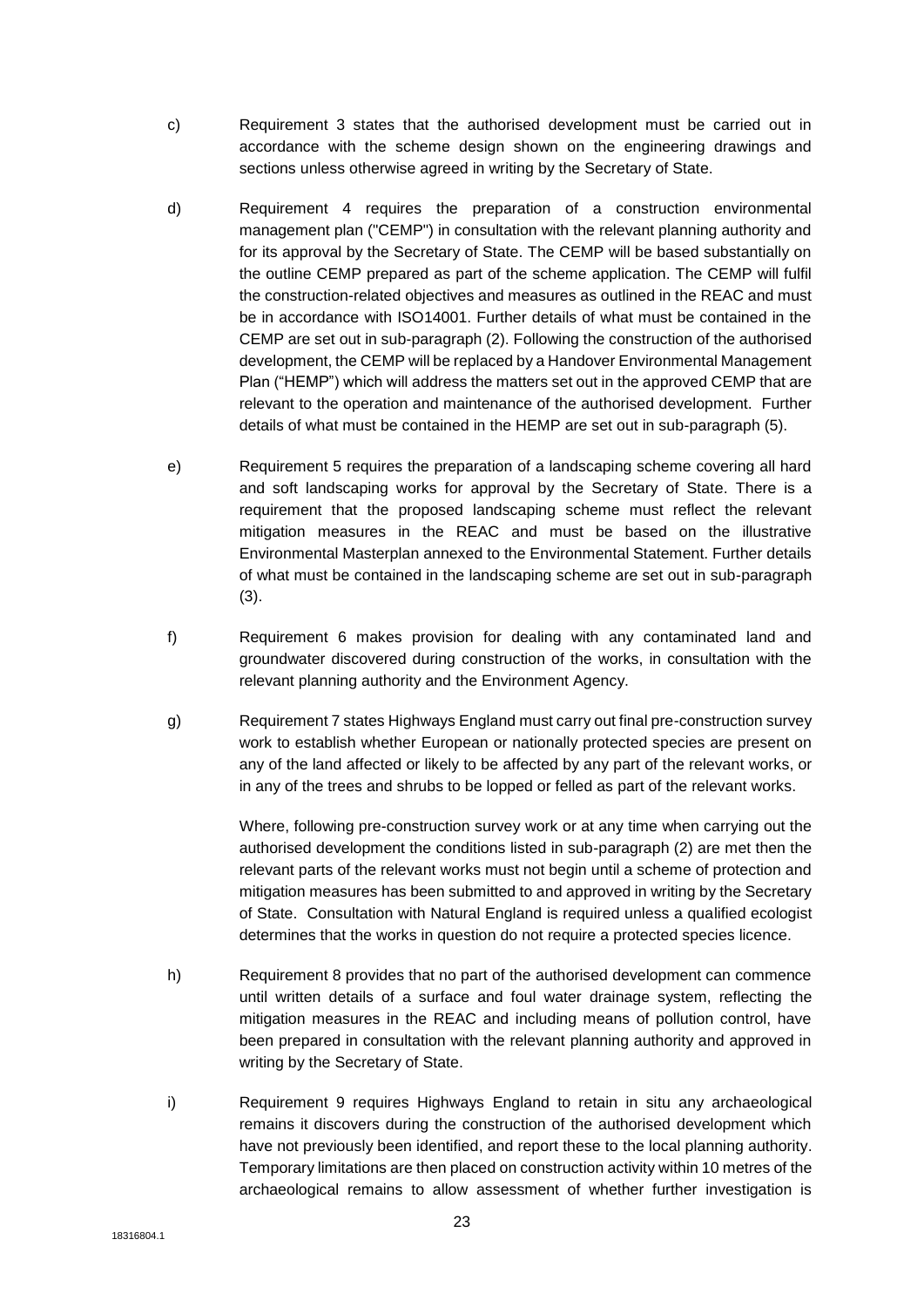c) Requirement 3 states that the authorised development must be carried out in accordance with the scheme design shown on the engineering drawings and sections unless otherwise agreed in writing by the Secretary of State.

d) Requirement 4 requires the preparation of a construction environmental management plan ("CEMP") in consultation with the relevant planning authority and for its approval by the Secretary of State. The CEMP will be based substantially on the outline CEMP prepared as part of the scheme application. The CEMP will fulfil the construction-related objectives and measures as outlined in the REAC and must be in accordance with ISO14001. Further details of what must be contained in the CEMP are set out in sub-paragraph (2). Following the construction of the authorised development, the CEMP will be replaced by a Handover Environmental Management Plan ("HEMP") which will address the matters set out in the approved CEMP that are relevant to the operation and maintenance of the authorised development. Further details of what must be contained in the HEMP are set out in sub-paragraph (5).

e) Requirement 5 requires the preparation of a landscaping scheme covering all hard and soft landscaping works for approval by the Secretary of State. There is a requirement that the proposed landscaping scheme must reflect the relevant mitigation measures in the REAC and must be based on the illustrative Environmental Masterplan annexed to the Environmental Statement. Further details of what must be contained in the landscaping scheme are set out in sub-paragraph (3).

f) Requirement 6 makes provision for dealing with any contaminated land and groundwater discovered during construction of the works, in consultation with the relevant planning authority and the Environment Agency.

g) Requirement 7 states Highways England must carry out final pre-construction survey work to establish whether European or nationally protected species are present on any of the land affected or likely to be affected by any part of the relevant works, or in any of the trees and shrubs to be lopped or felled as part of the relevant works.

   Where, following pre-construction survey work or at any time when carrying out the authorised development the conditions listed in sub-paragraph (2) are met then the relevant parts of the relevant works must not begin until a scheme of protection and mitigation measures has been submitted to and approved in writing by the Secretary of State. Consultation with Natural England is required unless a qualified ecologist determines that the works in question do not require a protected species licence.

h) Requirement 8 provides that no part of the authorised development can commence until written details of a surface and foul water drainage system, reflecting the mitigation measures in the REAC and including means of pollution control, have been prepared in consultation with the relevant planning authority and approved in writing by the Secretary of State.

i) Requirement 9 requires Highways England to retain in situ any archaeological remains it discovers during the construction of the authorised development which have not previously been identified, and report these to the local planning authority. Temporary limitations are then placed on construction activity within 10 metres of the archaeological remains to allow assessment of whether further investigation is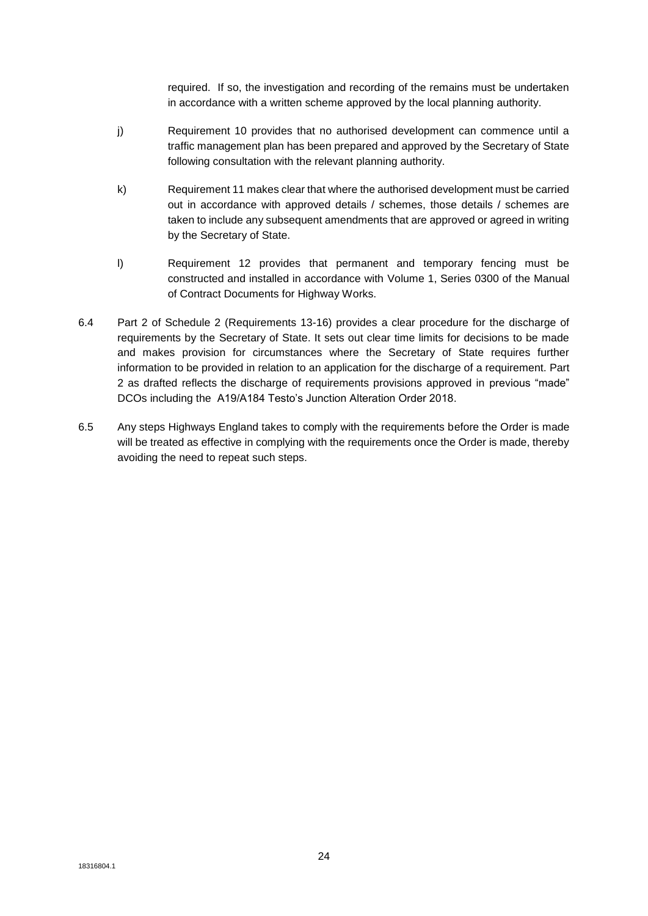required. If so, the investigation and recording of the remains must be undertaken in accordance with a written scheme approved by the local planning authority.

j) Requirement 10 provides that no authorised development can commence until a traffic management plan has been prepared and approved by the Secretary of State following consultation with the relevant planning authority.

k) Requirement 11 makes clear that where the authorised development must be carried out in accordance with approved details / schemes, those details / schemes are taken to include any subsequent amendments that are approved or agreed in writing by the Secretary of State.

l) Requirement 12 provides that permanent and temporary fencing must be constructed and installed in accordance with Volume 1, Series 0300 of the Manual of Contract Documents for Highway Works.

6.4 Part 2 of Schedule 2 (Requirements 13-16) provides a clear procedure for the discharge of requirements by the Secretary of State. It sets out clear time limits for decisions to be made and makes provision for circumstances where the Secretary of State requires further information to be provided in relation to an application for the discharge of a requirement. Part 2 as drafted reflects the discharge of requirements provisions approved in previous "made" DCOs including the A19/A184 Testo's Junction Alteration Order 2018.

6.5 Any steps Highways England takes to comply with the requirements before the Order is made will be treated as effective in complying with the requirements once the Order is made, thereby avoiding the need to repeat such steps.